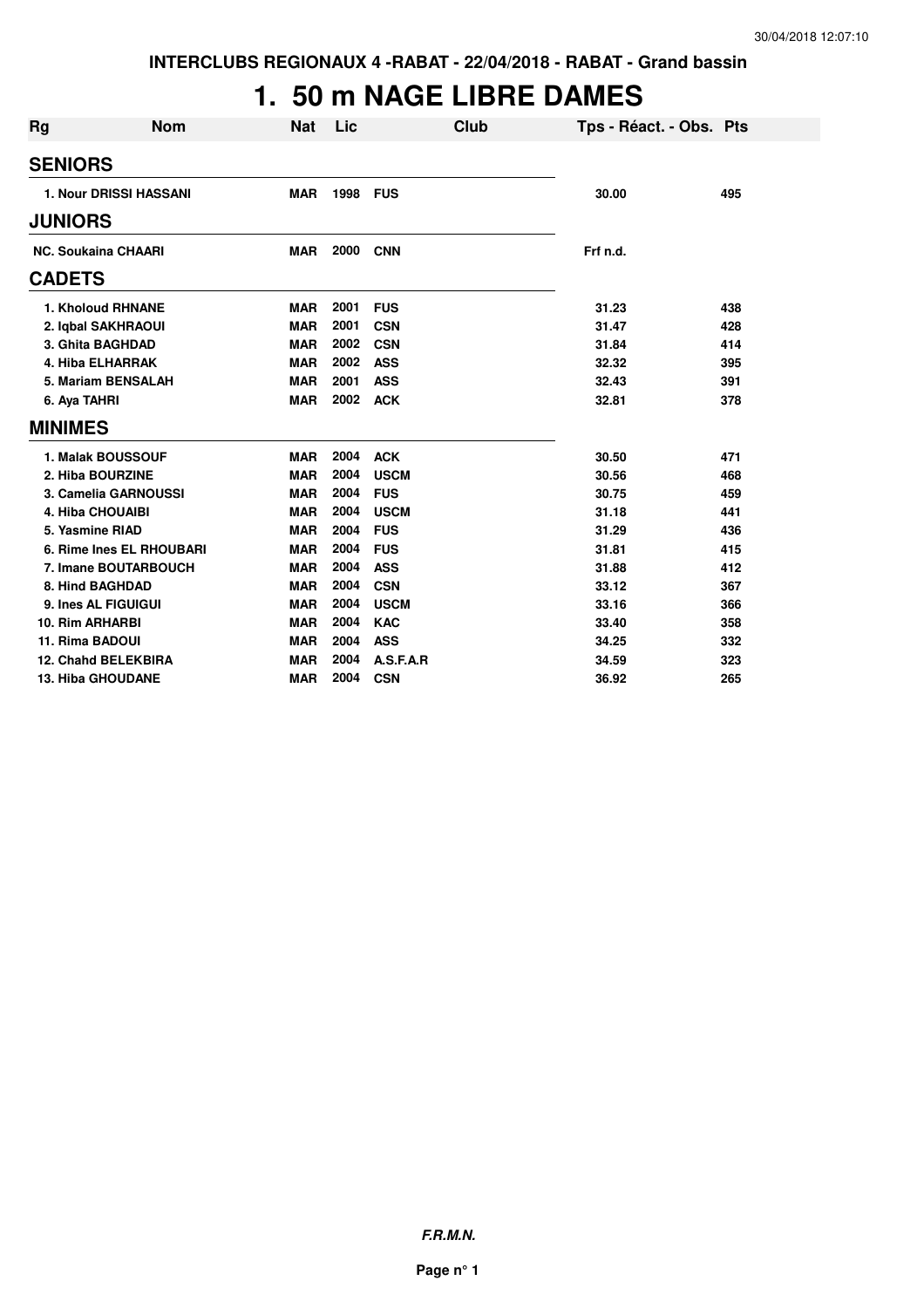INTERCLUBS REGIONAUX 4 -RABAT - 22/04/2018 - RABAT - Grand bassin

# 1. 50 m NAGE LIBRE DAMES

| Rg | Nom | Nat | Lic | Club | Tps - Réact. - Obs. | Pts |
|---|---|---|---|---|---|---|
| **SENIORS** | | | | | | |
| 1. | Nour DRISSI HASSANI | MAR | 1998 | FUS | 30.00 | 495 |
| **JUNIORS** | | | | | | |
| NC. | Soukaina CHAARI | MAR | 2000 | CNN | Frf n.d. | |
| **CADETS** | | | | | | |
| 1. | Kholoud RHNANE | MAR | 2001 | FUS | 31.23 | 438 |
| 2. | Iqbal SAKHRAOUI | MAR | 2001 | CSN | 31.47 | 428 |
| 3. | Ghita BAGHDAD | MAR | 2002 | CSN | 31.84 | 414 |
| 4. | Hiba ELHARRAK | MAR | 2002 | ASS | 32.32 | 395 |
| 5. | Mariam BENSALAH | MAR | 2001 | ASS | 32.43 | 391 |
| 6. | Aya TAHRI | MAR | 2002 | ACK | 32.81 | 378 |
| **MINIMES** | | | | | | |
| 1. | Malak BOUSSOUF | MAR | 2004 | ACK | 30.50 | 471 |
| 2. | Hiba BOURZINE | MAR | 2004 | USCM | 30.56 | 468 |
| 3. | Camelia GARNOUSSI | MAR | 2004 | FUS | 30.75 | 459 |
| 4. | Hiba CHOUAIBI | MAR | 2004 | USCM | 31.18 | 441 |
| 5. | Yasmine RIAD | MAR | 2004 | FUS | 31.29 | 436 |
| 6. | Rime Ines EL RHOUBARI | MAR | 2004 | FUS | 31.81 | 415 |
| 7. | Imane BOUTARBOUCH | MAR | 2004 | ASS | 31.88 | 412 |
| 8. | Hind BAGHDAD | MAR | 2004 | CSN | 33.12 | 367 |
| 9. | Ines AL FIGUIGUI | MAR | 2004 | USCM | 33.16 | 366 |
| 10. | Rim ARHARBI | MAR | 2004 | KAC | 33.40 | 358 |
| 11. | Rima BADOUI | MAR | 2004 | ASS | 34.25 | 332 |
| 12. | Chahd BELEKBIRA | MAR | 2004 | A.S.F.A.R | 34.59 | 323 |
| 13. | Hiba GHOUDANE | MAR | 2004 | CSN | 36.92 | 265 |

***F.R.M.N.***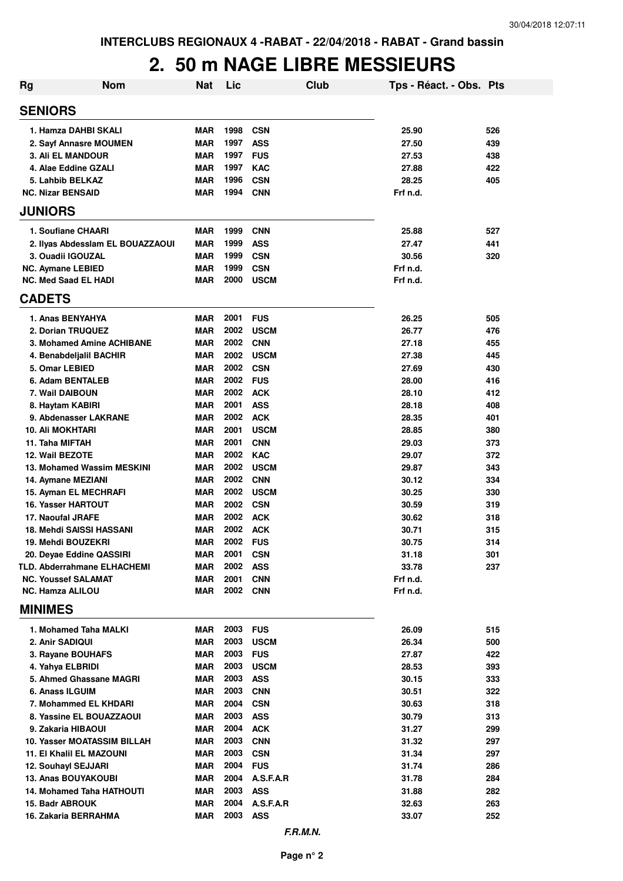INTERCLUBS REGIONAUX 4 -RABAT - 22/04/2018 - RABAT - Grand bassin

# 2. 50 m NAGE LIBRE MESSIEURS

| Rg | Nom | Nat | Lic | Club | Tps - Réact. - Obs. | Pts |
|---|---|---|---|---|---|---|
| **SENIORS** | | | | | | |
| 1. | Hamza DAHBI SKALI | MAR | 1998 | CSN | 25.90 | 526 |
| 2. | Sayf Annasre MOUMEN | MAR | 1997 | ASS | 27.50 | 439 |
| 3. | Ali EL MANDOUR | MAR | 1997 | FUS | 27.53 | 438 |
| 4. | Alae Eddine GZALI | MAR | 1997 | KAC | 27.88 | 422 |
| 5. | Lahbib BELKAZ | MAR | 1996 | CSN | 28.25 | 405 |
| NC. | Nizar BENSAID | MAR | 1994 | CNN | Frf n.d. | |
| **JUNIORS** | | | | | | |
| 1. | Soufiane CHAARI | MAR | 1999 | CNN | 25.88 | 527 |
| 2. | Ilyas Abdesslam EL BOUZAZAOUI | MAR | 1999 | ASS | 27.47 | 441 |
| 3. | Ouadii IGOUZAL | MAR | 1999 | CSN | 30.56 | 320 |
| NC. | Aymane LEBIED | MAR | 1999 | CSN | Frf n.d. | |
| NC. | Med Saad EL HADI | MAR | 2000 | USCM | Frf n.d. | |
| **CADETS** | | | | | | |
| 1. | Anas BENYAHYA | MAR | 2001 | FUS | 26.25 | 505 |
| 2. | Dorian TRUQUEZ | MAR | 2002 | USCM | 26.77 | 476 |
| 3. | Mohamed Amine ACHIBANE | MAR | 2002 | CNN | 27.18 | 455 |
| 4. | Benabdeljalil BACHIR | MAR | 2002 | USCM | 27.38 | 445 |
| 5. | Omar LEBIED | MAR | 2002 | CSN | 27.69 | 430 |
| 6. | Adam BENTALEB | MAR | 2002 | FUS | 28.00 | 416 |
| 7. | Wail DAIBOUN | MAR | 2002 | ACK | 28.10 | 412 |
| 8. | Haytam KABIRI | MAR | 2001 | ASS | 28.18 | 408 |
| 9. | Abdenasser LAKRANE | MAR | 2002 | ACK | 28.35 | 401 |
| 10. | Ali MOKHTARI | MAR | 2001 | USCM | 28.85 | 380 |
| 11. | Taha MIFTAH | MAR | 2001 | CNN | 29.03 | 373 |
| 12. | Wail BEZOTE | MAR | 2002 | KAC | 29.07 | 372 |
| 13. | Mohamed Wassim MESKINI | MAR | 2002 | USCM | 29.87 | 343 |
| 14. | Aymane MEZIANI | MAR | 2002 | CNN | 30.12 | 334 |
| 15. | Ayman EL MECHRAFI | MAR | 2002 | USCM | 30.25 | 330 |
| 16. | Yasser HARTOUT | MAR | 2002 | CSN | 30.59 | 319 |
| 17. | Naoufal JRAFE | MAR | 2002 | ACK | 30.62 | 318 |
| 18. | Mehdi SAISSI HASSANI | MAR | 2002 | ACK | 30.71 | 315 |
| 19. | Mehdi BOUZEKRI | MAR | 2002 | FUS | 30.75 | 314 |
| 20. | Deyae Eddine QASSIRI | MAR | 2001 | CSN | 31.18 | 301 |
| TLD. | Abderrahmane ELHACHEMI | MAR | 2002 | ASS | 33.78 | 237 |
| NC. | Youssef SALAMAT | MAR | 2001 | CNN | Frf n.d. | |
| NC. | Hamza ALILOU | MAR | 2002 | CNN | Frf n.d. | |
| **MINIMES** | | | | | | |
| 1. | Mohamed Taha MALKI | MAR | 2003 | FUS | 26.09 | 515 |
| 2. | Anir SADIQUI | MAR | 2003 | USCM | 26.34 | 500 |
| 3. | Rayane BOUHAFS | MAR | 2003 | FUS | 27.87 | 422 |
| 4. | Yahya ELBRIDI | MAR | 2003 | USCM | 28.53 | 393 |
| 5. | Ahmed Ghassane MAGRI | MAR | 2003 | ASS | 30.15 | 333 |
| 6. | Anass ILGUIM | MAR | 2003 | CNN | 30.51 | 322 |
| 7. | Mohammed EL KHDARI | MAR | 2004 | CSN | 30.63 | 318 |
| 8. | Yassine EL BOUZAZAOUI | MAR | 2003 | ASS | 30.79 | 313 |
| 9. | Zakaria HIBAOUI | MAR | 2004 | ACK | 31.27 | 299 |
| 10. | Yasser MOATASSIM BILLAH | MAR | 2003 | CNN | 31.32 | 297 |
| 11. | El Khalil EL MAZOUNI | MAR | 2003 | CSN | 31.34 | 297 |
| 12. | Souhayl SEJJARI | MAR | 2004 | FUS | 31.74 | 286 |
| 13. | Anas BOUYAKOUBI | MAR | 2004 | A.S.F.A.R | 31.78 | 284 |
| 14. | Mohamed Taha HATHOUTI | MAR | 2003 | ASS | 31.88 | 282 |
| 15. | Badr ABROUK | MAR | 2004 | A.S.F.A.R | 32.63 | 263 |
| 16. | Zakaria BERRAHMA | MAR | 2003 | ASS | 33.07 | 252 |

*F.R.M.N.*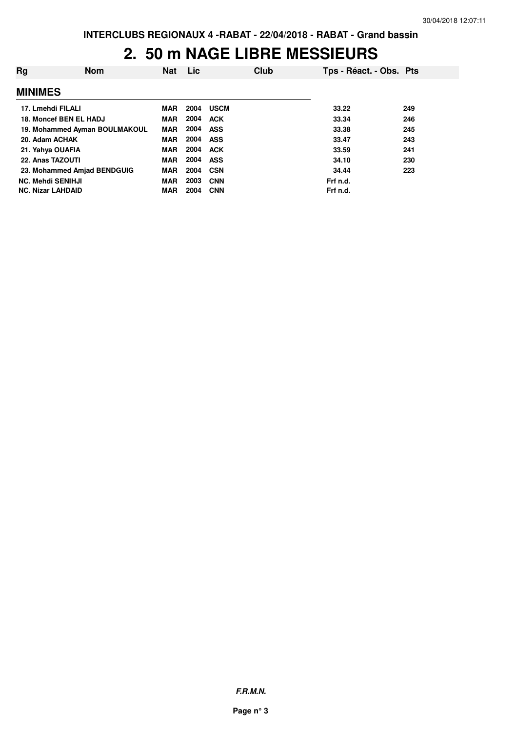# 2. 50 m NAGE LIBRE MESSIEURS

| Rg | Nom | Nat | Lic | Club | Tps - Réact. - Obs. | Pts |
|---|---|---|---|---|---|---|
| **MINIMES** | | | | | | |
| 17. | Lmehdi FILALI | MAR | 2004 | USCM | 33.22 | 249 |
| 18. | Moncef BEN EL HADJ | MAR | 2004 | ACK | 33.34 | 246 |
| 19. | Mohammed Ayman BOULMAKOUL | MAR | 2004 | ASS | 33.38 | 245 |
| 20. | Adam ACHAK | MAR | 2004 | ASS | 33.47 | 243 |
| 21. | Yahya OUAFIA | MAR | 2004 | ACK | 33.59 | 241 |
| 22. | Anas TAZOUTI | MAR | 2004 | ASS | 34.10 | 230 |
| 23. | Mohammed Amjad BENDGUIG | MAR | 2004 | CSN | 34.44 | 223 |
| NC. | Mehdi SENIHJI | MAR | 2003 | CNN | Frf n.d. | |
| NC. | Nizar LAHDAID | MAR | 2004 | CNN | Frf n.d. | |

*F.R.M.N.*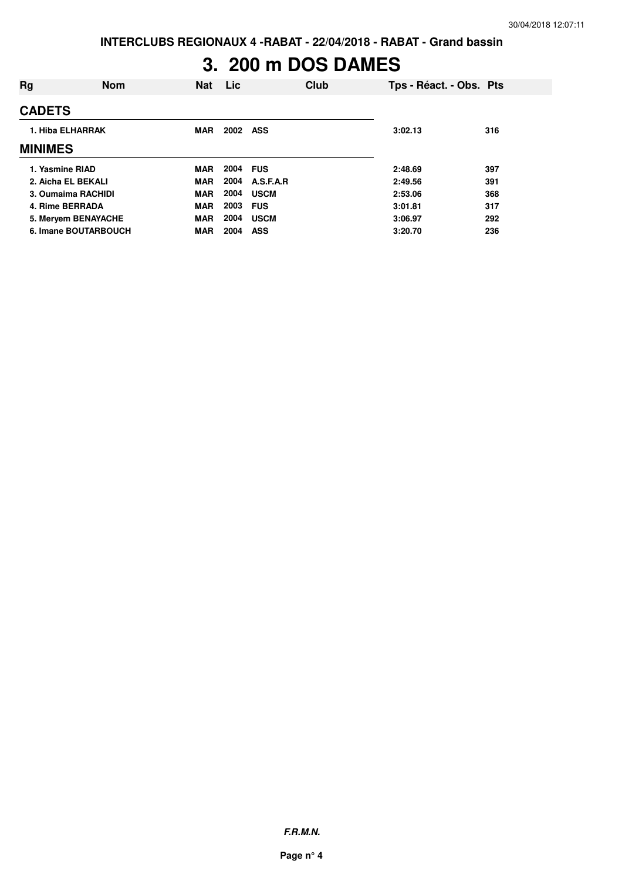# 3. 200 m DOS DAMES

| Rg | Nom | Nat | Lic | Club | Tps - Réact. - Obs. | Pts |
|---|---|---|---|---|---|---|
| **CADETS** | | | | | | |
| 1. Hiba ELHARRAK | | MAR | 2002 | ASS | 3:02.13 | 316 |
| **MINIMES** | | | | | | |
| 1. Yasmine RIAD | | MAR | 2004 | FUS | 2:48.69 | 397 |
| 2. Aicha EL BEKALI | | MAR | 2004 | A.S.F.A.R | 2:49.56 | 391 |
| 3. Oumaima RACHIDI | | MAR | 2004 | USCM | 2:53.06 | 368 |
| 4. Rime BERRADA | | MAR | 2003 | FUS | 3:01.81 | 317 |
| 5. Meryem BENAYACHE | | MAR | 2004 | USCM | 3:06.97 | 292 |
| 6. Imane BOUTARBOUCH | | MAR | 2004 | ASS | 3:20.70 | 236 |

***F.R.M.N.***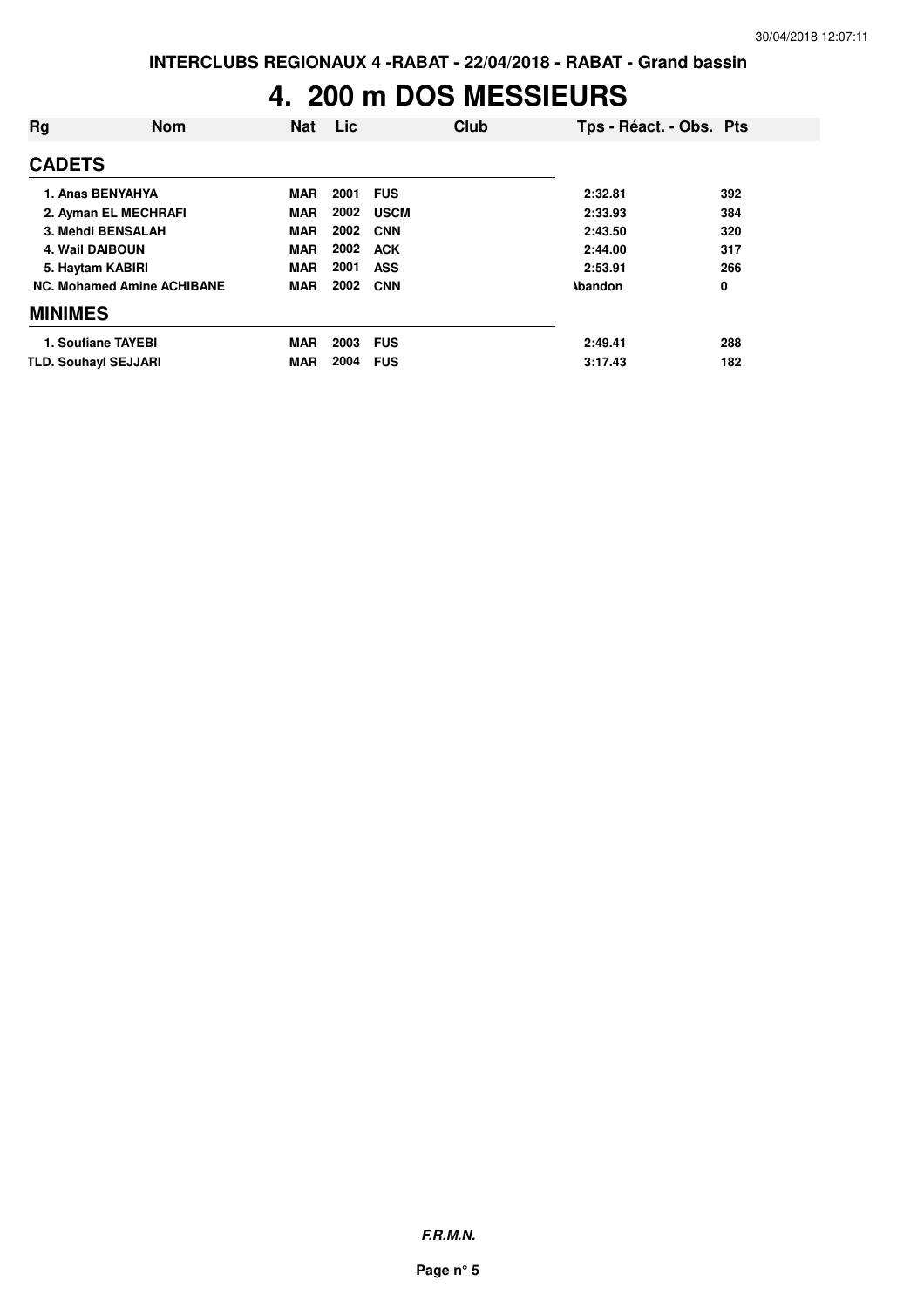INTERCLUBS REGIONAUX 4 -RABAT - 22/04/2018 - RABAT - Grand bassin

# 4. 200 m DOS MESSIEURS

| Rg | Nom | Nat | Lic | Club | Tps - Réact. - Obs. | Pts |
|---|---|---|---|---|---|---|
| **CADETS** | | | | | | |
| 1. | Anas BENYAHYA | MAR | 2001 | FUS | 2:32.81 | 392 |
| 2. | Ayman EL MECHRAFI | MAR | 2002 | USCM | 2:33.93 | 384 |
| 3. | Mehdi BENSALAH | MAR | 2002 | CNN | 2:43.50 | 320 |
| 4. | Wail DAIBOUN | MAR | 2002 | ACK | 2:44.00 | 317 |
| 5. | Haytam KABIRI | MAR | 2001 | ASS | 2:53.91 | 266 |
| NC. | Mohamed Amine ACHIBANE | MAR | 2002 | CNN | Abandon | 0 |
| **MINIMES** | | | | | | |
| 1. | Soufiane TAYEBI | MAR | 2003 | FUS | 2:49.41 | 288 |
| TLD. | Souhayl SEJJARI | MAR | 2004 | FUS | 3:17.43 | 182 |

*F.R.M.N.*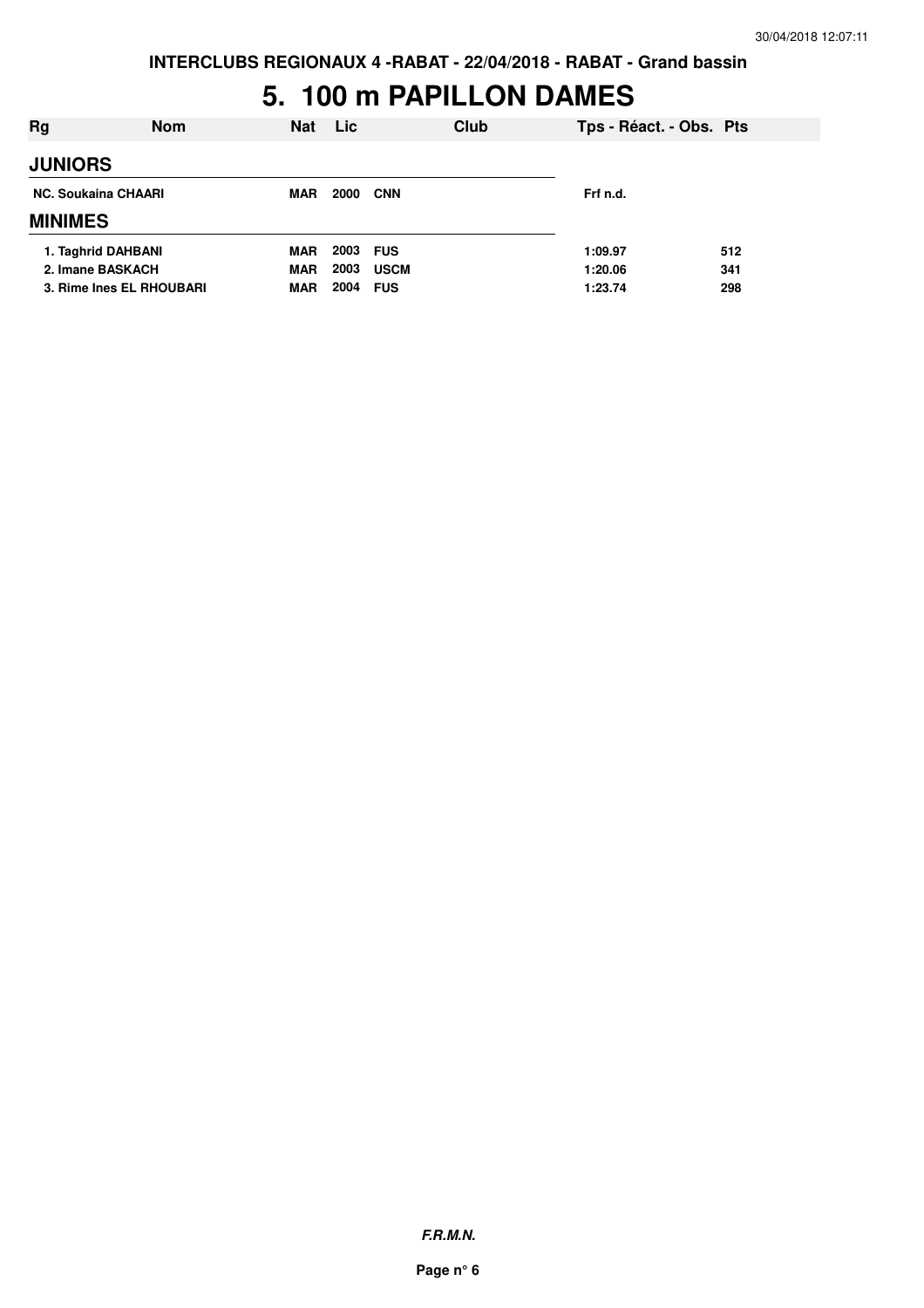# 5. 100 m PAPILLON DAMES

| Rg | Nom | Nat | Lic | Club | Tps - Réact. - Obs. | Pts |
|---|---|---|---|---|---|---|
| **JUNIORS** | | | | | | |
| NC. | Soukaina CHAARI | MAR | 2000 | CNN | Frf n.d. | |
| **MINIMES** | | | | | | |
| 1. | Taghrid DAHBANI | MAR | 2003 | FUS | 1:09.97 | 512 |
| 2. | Imane BASKACH | MAR | 2003 | USCM | 1:20.06 | 341 |
| 3. | Rime Ines EL RHOUBARI | MAR | 2004 | FUS | 1:23.74 | 298 |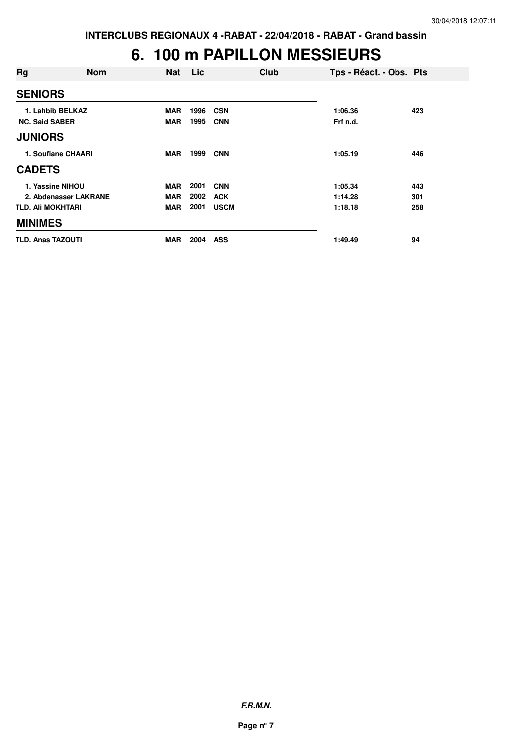**INTERCLUBS REGIONAUX 4 -RABAT - 22/04/2018 - RABAT - Grand bassin**

# 6. 100 m PAPILLON MESSIEURS

| Rg | Nom | Nat | Lic | Club | Tps - Réact. - Obs. | Pts |
|---|---|---|---|---|---|---|
| **SENIORS** | | | | | | |
| 1. | Lahbib BELKAZ | MAR | 1996 | CSN | 1:06.36 | 423 |
| NC. | Said SABER | MAR | 1995 | CNN | Frf n.d. | |
| **JUNIORS** | | | | | | |
| 1. | Soufiane CHAARI | MAR | 1999 | CNN | 1:05.19 | 446 |
| **CADETS** | | | | | | |
| 1. | Yassine NIHOU | MAR | 2001 | CNN | 1:05.34 | 443 |
| 2. | Abdenasser LAKRANE | MAR | 2002 | ACK | 1:14.28 | 301 |
| TLD. | Ali MOKHTARI | MAR | 2001 | USCM | 1:18.18 | 258 |
| **MINIMES** | | | | | | |
| TLD. | Anas TAZOUTI | MAR | 2004 | ASS | 1:49.49 | 94 |

***F.R.M.N.***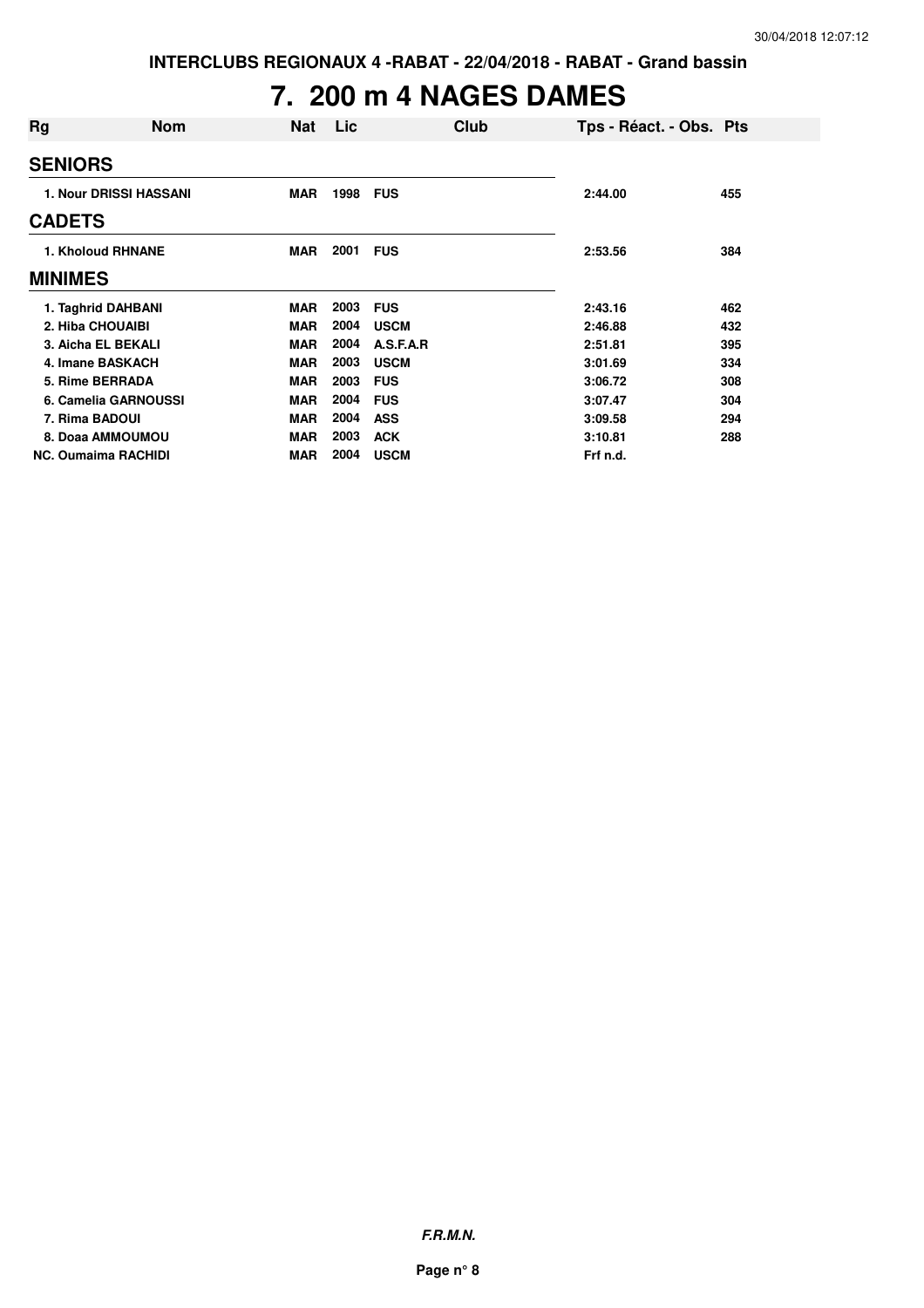INTERCLUBS REGIONAUX 4 -RABAT - 22/04/2018 - RABAT - Grand bassin

# 7. 200 m 4 NAGES DAMES

| Rg | Nom | Nat | Lic | Club | Tps - Réact. - Obs. | Pts |
|---|---|---|---|---|---|---|
| **SENIORS** | | | | | | |
| 1. Nour DRISSI HASSANI | | MAR | 1998 | FUS | 2:44.00 | 455 |
| **CADETS** | | | | | | |
| 1. Kholoud RHNANE | | MAR | 2001 | FUS | 2:53.56 | 384 |
| **MINIMES** | | | | | | |
| 1. Taghrid DAHBANI | | MAR | 2003 | FUS | 2:43.16 | 462 |
| 2. Hiba CHOUAIBI | | MAR | 2004 | USCM | 2:46.88 | 432 |
| 3. Aicha EL BEKALI | | MAR | 2004 | A.S.F.A.R | 2:51.81 | 395 |
| 4. Imane BASKACH | | MAR | 2003 | USCM | 3:01.69 | 334 |
| 5. Rime BERRADA | | MAR | 2003 | FUS | 3:06.72 | 308 |
| 6. Camelia GARNOUSSI | | MAR | 2004 | FUS | 3:07.47 | 304 |
| 7. Rima BADOUI | | MAR | 2004 | ASS | 3:09.58 | 294 |
| 8. Doaa AMMOUMOU | | MAR | 2003 | ACK | 3:10.81 | 288 |
| NC. Oumaima RACHIDI | | MAR | 2004 | USCM | Frf n.d. | |

*F.R.M.N.*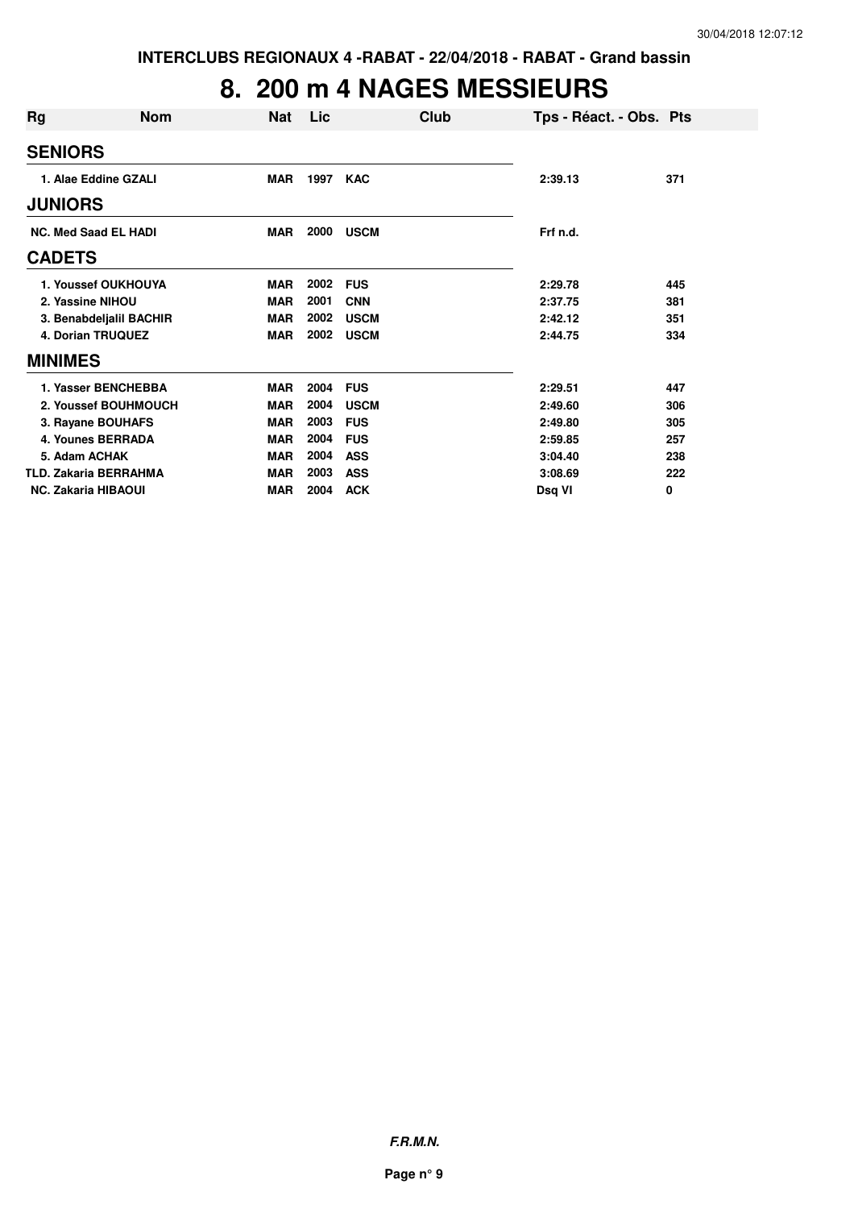INTERCLUBS REGIONAUX 4 -RABAT - 22/04/2018 - RABAT - Grand bassin

# 8. 200 m 4 NAGES MESSIEURS

| Rg | Nom | Nat | Lic | Club | Tps - Réact. - Obs. | Pts |
|---|---|---|---|---|---|---|
| **SENIORS** | | | | | | |
| 1. | Alae Eddine GZALI | MAR | 1997 | KAC | 2:39.13 | 371 |
| **JUNIORS** | | | | | | |
| NC. | Med Saad EL HADI | MAR | 2000 | USCM | Frf n.d. | |
| **CADETS** | | | | | | |
| 1. | Youssef OUKHOUYA | MAR | 2002 | FUS | 2:29.78 | 445 |
| 2. | Yassine NIHOU | MAR | 2001 | CNN | 2:37.75 | 381 |
| 3. | Benabdeljalil BACHIR | MAR | 2002 | USCM | 2:42.12 | 351 |
| 4. | Dorian TRUQUEZ | MAR | 2002 | USCM | 2:44.75 | 334 |
| **MINIMES** | | | | | | |
| 1. | Yasser BENCHEBBA | MAR | 2004 | FUS | 2:29.51 | 447 |
| 2. | Youssef BOUHMOUCH | MAR | 2004 | USCM | 2:49.60 | 306 |
| 3. | Rayane BOUHAFS | MAR | 2003 | FUS | 2:49.80 | 305 |
| 4. | Younes BERRADA | MAR | 2004 | FUS | 2:59.85 | 257 |
| 5. | Adam ACHAK | MAR | 2004 | ASS | 3:04.40 | 238 |
| TLD. | Zakaria BERRAHMA | MAR | 2003 | ASS | 3:08.69 | 222 |
| NC. | Zakaria HIBAOUI | MAR | 2004 | ACK | Dsq VI | 0 |

*F.R.M.N.*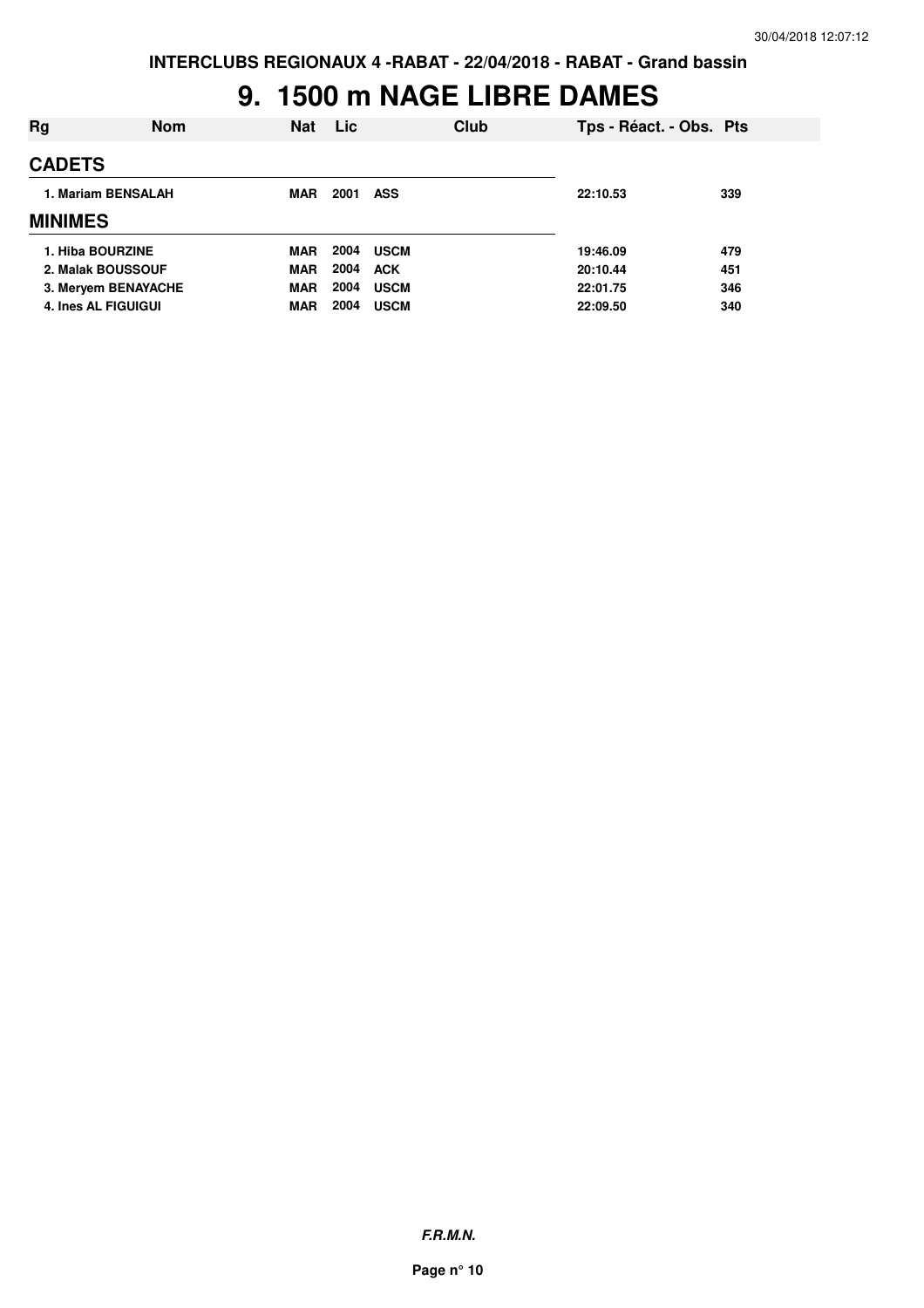INTERCLUBS REGIONAUX 4 -RABAT - 22/04/2018 - RABAT - Grand bassin

# 9. 1500 m NAGE LIBRE DAMES

| Rg | Nom | Nat | Lic | Club | Tps - Réact. - Obs. | Pts |
|---|---|---|---|---|---|---|
| **CADETS** | | | | | | |
| 1. Mariam BENSALAH | | MAR | 2001 | ASS | 22:10.53 | 339 |
| **MINIMES** | | | | | | |
| 1. Hiba BOURZINE | | MAR | 2004 | USCM | 19:46.09 | 479 |
| 2. Malak BOUSSOUF | | MAR | 2004 | ACK | 20:10.44 | 451 |
| 3. Meryem BENAYACHE | | MAR | 2004 | USCM | 22:01.75 | 346 |
| 4. Ines AL FIGUIGUI | | MAR | 2004 | USCM | 22:09.50 | 340 |

*F.R.M.N.*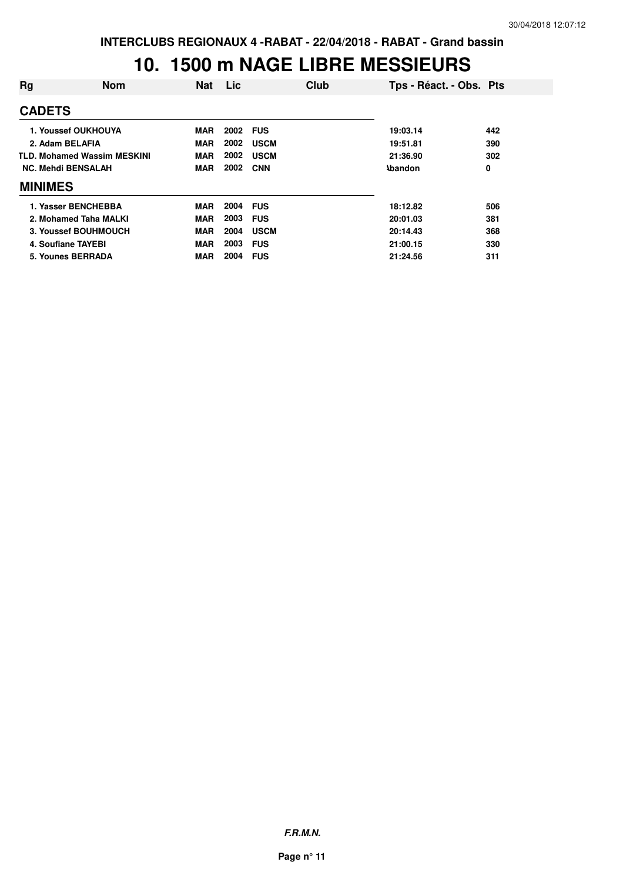INTERCLUBS REGIONAUX 4 -RABAT - 22/04/2018 - RABAT - Grand bassin

# 10. 1500 m NAGE LIBRE MESSIEURS

| Rg | Nom | Nat | Lic | Club | Tps - Réact. - Obs. | Pts |
|---|---|---|---|---|---|---|
| **CADETS** | | | | | | |
| 1. | Youssef OUKHOUYA | MAR | 2002 | FUS | 19:03.14 | 442 |
| 2. | Adam BELAFIA | MAR | 2002 | USCM | 19:51.81 | 390 |
| TLD. | Mohamed Wassim MESKINI | MAR | 2002 | USCM | 21:36.90 | 302 |
| NC. | Mehdi BENSALAH | MAR | 2002 | CNN | Abandon | 0 |
| **MINIMES** | | | | | | |
| 1. | Yasser BENCHEBBA | MAR | 2004 | FUS | 18:12.82 | 506 |
| 2. | Mohamed Taha MALKI | MAR | 2003 | FUS | 20:01.03 | 381 |
| 3. | Youssef BOUHMOUCH | MAR | 2004 | USCM | 20:14.43 | 368 |
| 4. | Soufiane TAYEBI | MAR | 2003 | FUS | 21:00.15 | 330 |
| 5. | Younes BERRADA | MAR | 2004 | FUS | 21:24.56 | 311 |

*F.R.M.N.*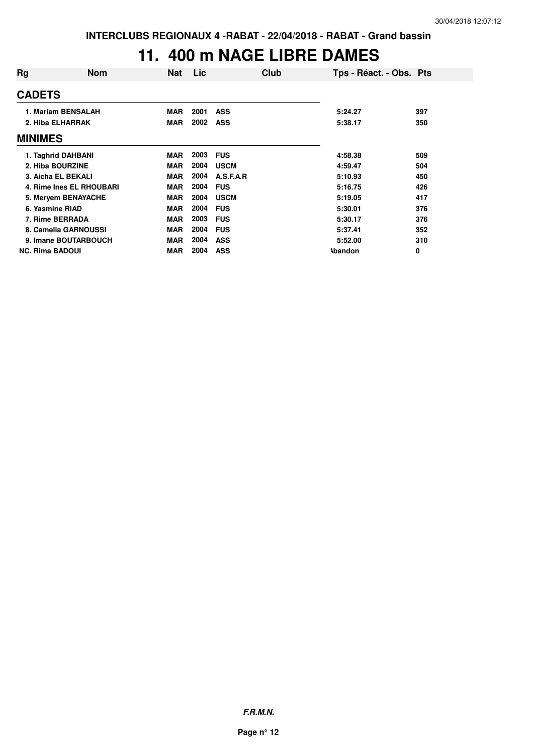INTERCLUBS REGIONAUX 4 -RABAT - 22/04/2018 - RABAT - Grand bassin

# 11. 400 m NAGE LIBRE DAMES

| Rg | Nom | Nat | Lic | Club | Tps - Réact. - Obs. | Pts |
|---|---|---|---|---|---|---|
| **CADETS** | | | | | | |
| 1. | Mariam BENSALAH | MAR | 2001 | ASS | 5:24.27 | 397 |
| 2. | Hiba ELHARRAK | MAR | 2002 | ASS | 5:38.17 | 350 |
| **MINIMES** | | | | | | |
| 1. | Taghrid DAHBANI | MAR | 2003 | FUS | 4:58.38 | 509 |
| 2. | Hiba BOURZINE | MAR | 2004 | USCM | 4:59.47 | 504 |
| 3. | Aicha EL BEKALI | MAR | 2004 | A.S.F.A.R | 5:10.93 | 450 |
| 4. | Rime Ines EL RHOUBARI | MAR | 2004 | FUS | 5:16.75 | 426 |
| 5. | Meryem BENAYACHE | MAR | 2004 | USCM | 5:19.05 | 417 |
| 6. | Yasmine RIAD | MAR | 2004 | FUS | 5:30.01 | 376 |
| 7. | Rime BERRADA | MAR | 2003 | FUS | 5:30.17 | 376 |
| 8. | Camelia GARNOUSSI | MAR | 2004 | FUS | 5:37.41 | 352 |
| 9. | Imane BOUTARBOUCH | MAR | 2004 | ASS | 5:52.00 | 310 |
| NC. | Rima BADOUI | MAR | 2004 | ASS | Abandon | 0 |

***F.R.M.N.***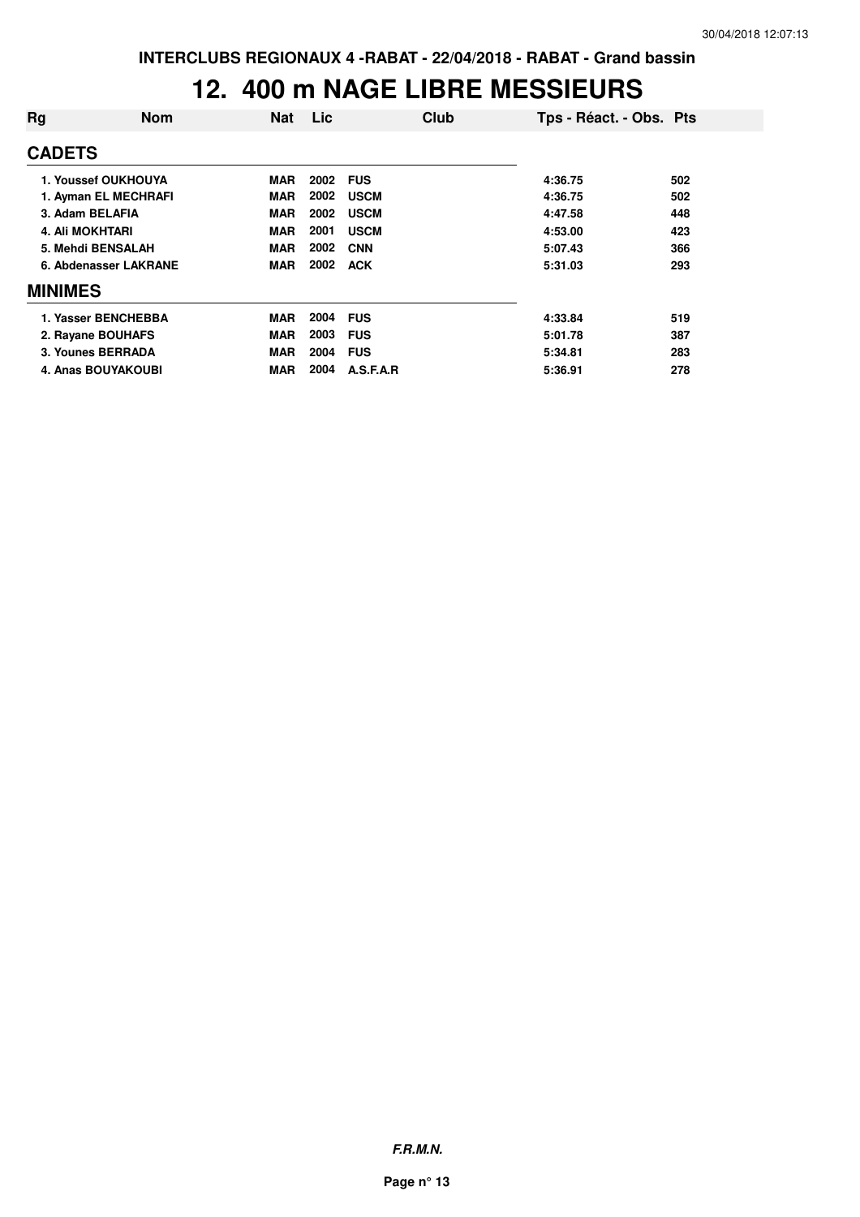INTERCLUBS REGIONAUX 4 -RABAT - 22/04/2018 - RABAT - Grand bassin

# 12. 400 m NAGE LIBRE MESSIEURS

| Rg | Nom | Nat | Lic | Club | Tps - Réact. - Obs. | Pts |
|---|---|---|---|---|---|---|
| **CADETS** | | | | | | |
| 1. Youssef OUKHOUYA | | MAR | 2002 | FUS | 4:36.75 | 502 |
| 1. Ayman EL MECHRAFI | | MAR | 2002 | USCM | 4:36.75 | 502 |
| 3. Adam BELAFIA | | MAR | 2002 | USCM | 4:47.58 | 448 |
| 4. Ali MOKHTARI | | MAR | 2001 | USCM | 4:53.00 | 423 |
| 5. Mehdi BENSALAH | | MAR | 2002 | CNN | 5:07.43 | 366 |
| 6. Abdenasser LAKRANE | | MAR | 2002 | ACK | 5:31.03 | 293 |
| **MINIMES** | | | | | | |
| 1. Yasser BENCHEBBA | | MAR | 2004 | FUS | 4:33.84 | 519 |
| 2. Rayane BOUHAFS | | MAR | 2003 | FUS | 5:01.78 | 387 |
| 3. Younes BERRADA | | MAR | 2004 | FUS | 5:34.81 | 283 |
| 4. Anas BOUYAKOUBI | | MAR | 2004 | A.S.F.A.R | 5:36.91 | 278 |

*F.R.M.N.*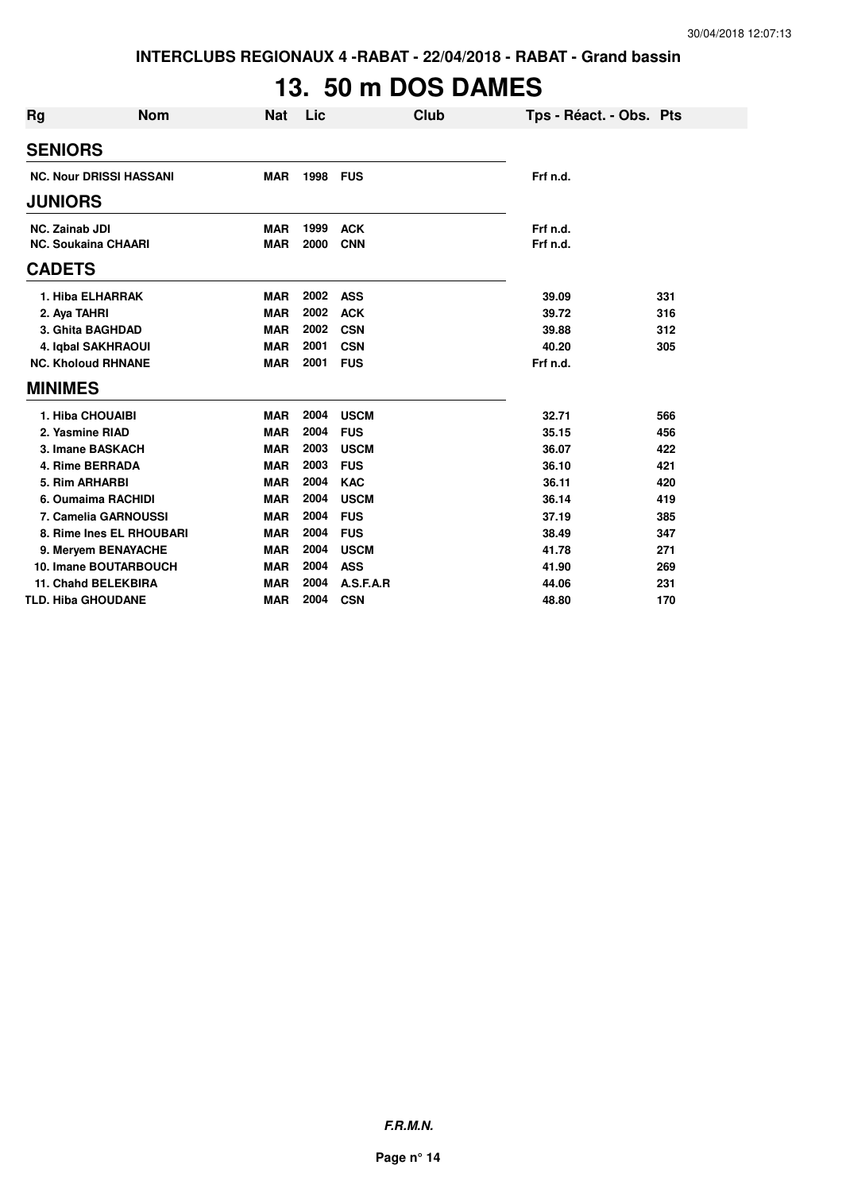**INTERCLUBS REGIONAUX 4 -RABAT - 22/04/2018 - RABAT - Grand bassin**

# 13. 50 m DOS DAMES

| Rg | Nom | Nat | Lic | Club | Tps - Réact. - Obs. | Pts |
|---|---|---|---|---|---|---|
| **SENIORS** | | | | | | |
| NC. | Nour DRISSI HASSANI | MAR | 1998 | FUS | Frf n.d. | |
| **JUNIORS** | | | | | | |
| NC. | Zainab JDI | MAR | 1999 | ACK | Frf n.d. | |
| NC. | Soukaina CHAARI | MAR | 2000 | CNN | Frf n.d. | |
| **CADETS** | | | | | | |
| 1. | Hiba ELHARRAK | MAR | 2002 | ASS | 39.09 | 331 |
| 2. | Aya TAHRI | MAR | 2002 | ACK | 39.72 | 316 |
| 3. | Ghita BAGHDAD | MAR | 2002 | CSN | 39.88 | 312 |
| 4. | Iqbal SAKHRAOUI | MAR | 2001 | CSN | 40.20 | 305 |
| NC. | Kholoud RHNANE | MAR | 2001 | FUS | Frf n.d. | |
| **MINIMES** | | | | | | |
| 1. | Hiba CHOUAIBI | MAR | 2004 | USCM | 32.71 | 566 |
| 2. | Yasmine RIAD | MAR | 2004 | FUS | 35.15 | 456 |
| 3. | Imane BASKACH | MAR | 2003 | USCM | 36.07 | 422 |
| 4. | Rime BERRADA | MAR | 2003 | FUS | 36.10 | 421 |
| 5. | Rim ARHARBI | MAR | 2004 | KAC | 36.11 | 420 |
| 6. | Oumaima RACHIDI | MAR | 2004 | USCM | 36.14 | 419 |
| 7. | Camelia GARNOUSSI | MAR | 2004 | FUS | 37.19 | 385 |
| 8. | Rime Ines EL RHOUBARI | MAR | 2004 | FUS | 38.49 | 347 |
| 9. | Meryem BENAYACHE | MAR | 2004 | USCM | 41.78 | 271 |
| 10. | Imane BOUTARBOUCH | MAR | 2004 | ASS | 41.90 | 269 |
| 11. | Chahd BELEKBIRA | MAR | 2004 | A.S.F.A.R | 44.06 | 231 |
| TLD. | Hiba GHOUDANE | MAR | 2004 | CSN | 48.80 | 170 |

***F.R.M.N.***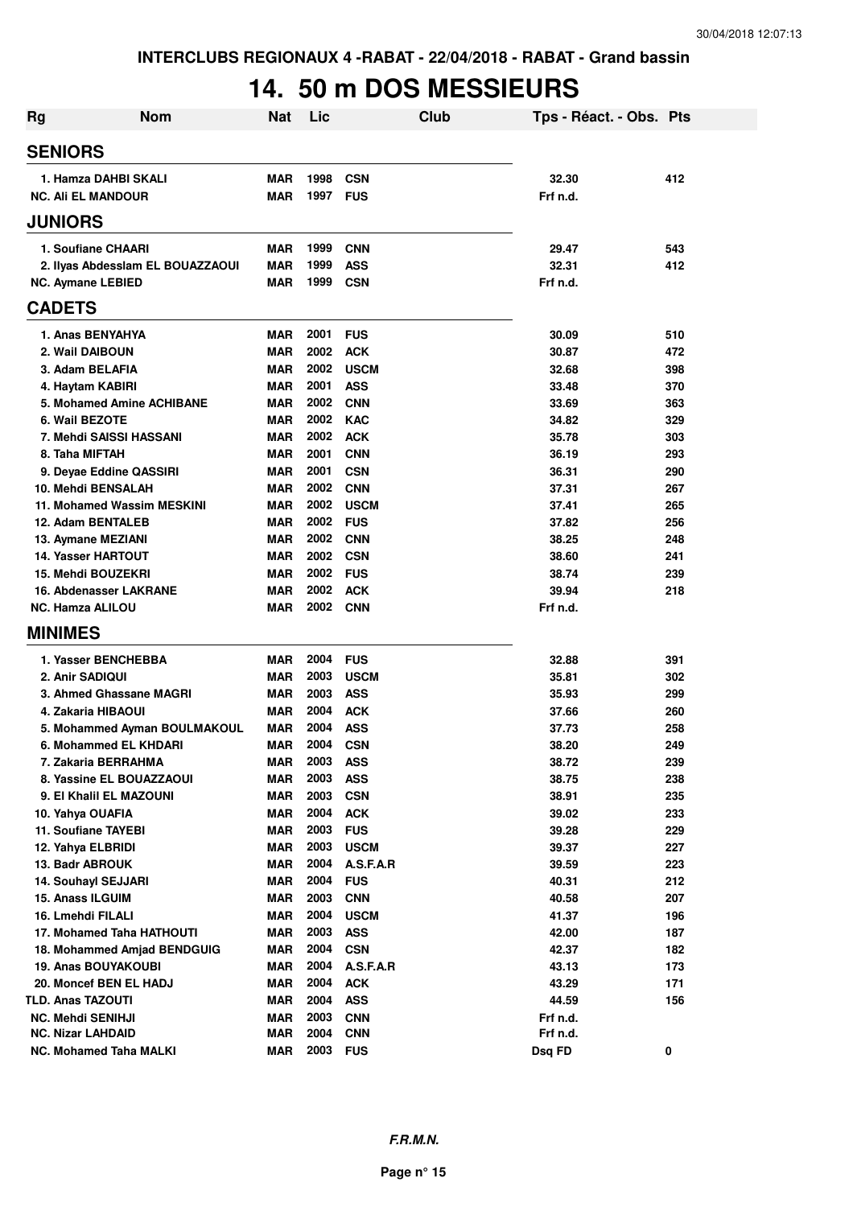INTERCLUBS REGIONAUX 4 -RABAT - 22/04/2018 - RABAT - Grand bassin

# 14. 50 m DOS MESSIEURS

| Rg | Nom | Nat | Lic | Club | Tps - Réact. - Obs. | Pts |
|---|---|---|---|---|---|---|
| **SENIORS** | | | | | | |
| 1. Hamza DAHBI SKALI | | MAR | 1998 | CSN | 32.30 | 412 |
| NC. Ali EL MANDOUR | | MAR | 1997 | FUS | Frf n.d. | |
| **JUNIORS** | | | | | | |
| 1. Soufiane CHAARI | | MAR | 1999 | CNN | 29.47 | 543 |
| 2. Ilyas Abdesslam EL BOUZAZAOUI | | MAR | 1999 | ASS | 32.31 | 412 |
| NC. Aymane LEBIED | | MAR | 1999 | CSN | Frf n.d. | |
| **CADETS** | | | | | | |
| 1. Anas BENYAHYA | | MAR | 2001 | FUS | 30.09 | 510 |
| 2. Wail DAIBOUN | | MAR | 2002 | ACK | 30.87 | 472 |
| 3. Adam BELAFIA | | MAR | 2002 | USCM | 32.68 | 398 |
| 4. Haytam KABIRI | | MAR | 2001 | ASS | 33.48 | 370 |
| 5. Mohamed Amine ACHIBANE | | MAR | 2002 | CNN | 33.69 | 363 |
| 6. Wail BEZOTE | | MAR | 2002 | KAC | 34.82 | 329 |
| 7. Mehdi SAISSI HASSANI | | MAR | 2002 | ACK | 35.78 | 303 |
| 8. Taha MIFTAH | | MAR | 2001 | CNN | 36.19 | 293 |
| 9. Deyae Eddine QASSIRI | | MAR | 2001 | CSN | 36.31 | 290 |
| 10. Mehdi BENSALAH | | MAR | 2002 | CNN | 37.31 | 267 |
| 11. Mohamed Wassim MESKINI | | MAR | 2002 | USCM | 37.41 | 265 |
| 12. Adam BENTALEB | | MAR | 2002 | FUS | 37.82 | 256 |
| 13. Aymane MEZIANI | | MAR | 2002 | CNN | 38.25 | 248 |
| 14. Yasser HARTOUT | | MAR | 2002 | CSN | 38.60 | 241 |
| 15. Mehdi BOUZEKRI | | MAR | 2002 | FUS | 38.74 | 239 |
| 16. Abdenasser LAKRANE | | MAR | 2002 | ACK | 39.94 | 218 |
| NC. Hamza ALILOU | | MAR | 2002 | CNN | Frf n.d. | |
| **MINIMES** | | | | | | |
| 1. Yasser BENCHEBBA | | MAR | 2004 | FUS | 32.88 | 391 |
| 2. Anir SADIQUI | | MAR | 2003 | USCM | 35.81 | 302 |
| 3. Ahmed Ghassane MAGRI | | MAR | 2003 | ASS | 35.93 | 299 |
| 4. Zakaria HIBAOUI | | MAR | 2004 | ACK | 37.66 | 260 |
| 5. Mohammed Ayman BOULMAKOUL | | MAR | 2004 | ASS | 37.73 | 258 |
| 6. Mohammed EL KHDARI | | MAR | 2004 | CSN | 38.20 | 249 |
| 7. Zakaria BERRAHMA | | MAR | 2003 | ASS | 38.72 | 239 |
| 8. Yassine EL BOUAZZAOUI | | MAR | 2003 | ASS | 38.75 | 238 |
| 9. El Khalil EL MAZOUNI | | MAR | 2003 | CSN | 38.91 | 235 |
| 10. Yahya OUAFIA | | MAR | 2004 | ACK | 39.02 | 233 |
| 11. Soufiane TAYEBI | | MAR | 2003 | FUS | 39.28 | 229 |
| 12. Yahya ELBRIDI | | MAR | 2003 | USCM | 39.37 | 227 |
| 13. Badr ABROUK | | MAR | 2004 | A.S.F.A.R | 39.59 | 223 |
| 14. Souhayl SEJJARI | | MAR | 2004 | FUS | 40.31 | 212 |
| 15. Anass ILGUIM | | MAR | 2003 | CNN | 40.58 | 207 |
| 16. Lmehdi FILALI | | MAR | 2004 | USCM | 41.37 | 196 |
| 17. Mohamed Taha HATHOUTI | | MAR | 2003 | ASS | 42.00 | 187 |
| 18. Mohammed Amjad BENDGUIG | | MAR | 2004 | CSN | 42.37 | 182 |
| 19. Anas BOUYAKOUBI | | MAR | 2004 | A.S.F.A.R | 43.13 | 173 |
| 20. Moncef BEN EL HADJ | | MAR | 2004 | ACK | 43.29 | 171 |
| TLD. Anas TAZOUTI | | MAR | 2004 | ASS | 44.59 | 156 |
| NC. Mehdi SENIHJI | | MAR | 2003 | CNN | Frf n.d. | |
| NC. Nizar LAHDAID | | MAR | 2004 | CNN | Frf n.d. | |
| NC. Mohamed Taha MALKI | | MAR | 2003 | FUS | Dsq FD | 0 |

*F.R.M.N.*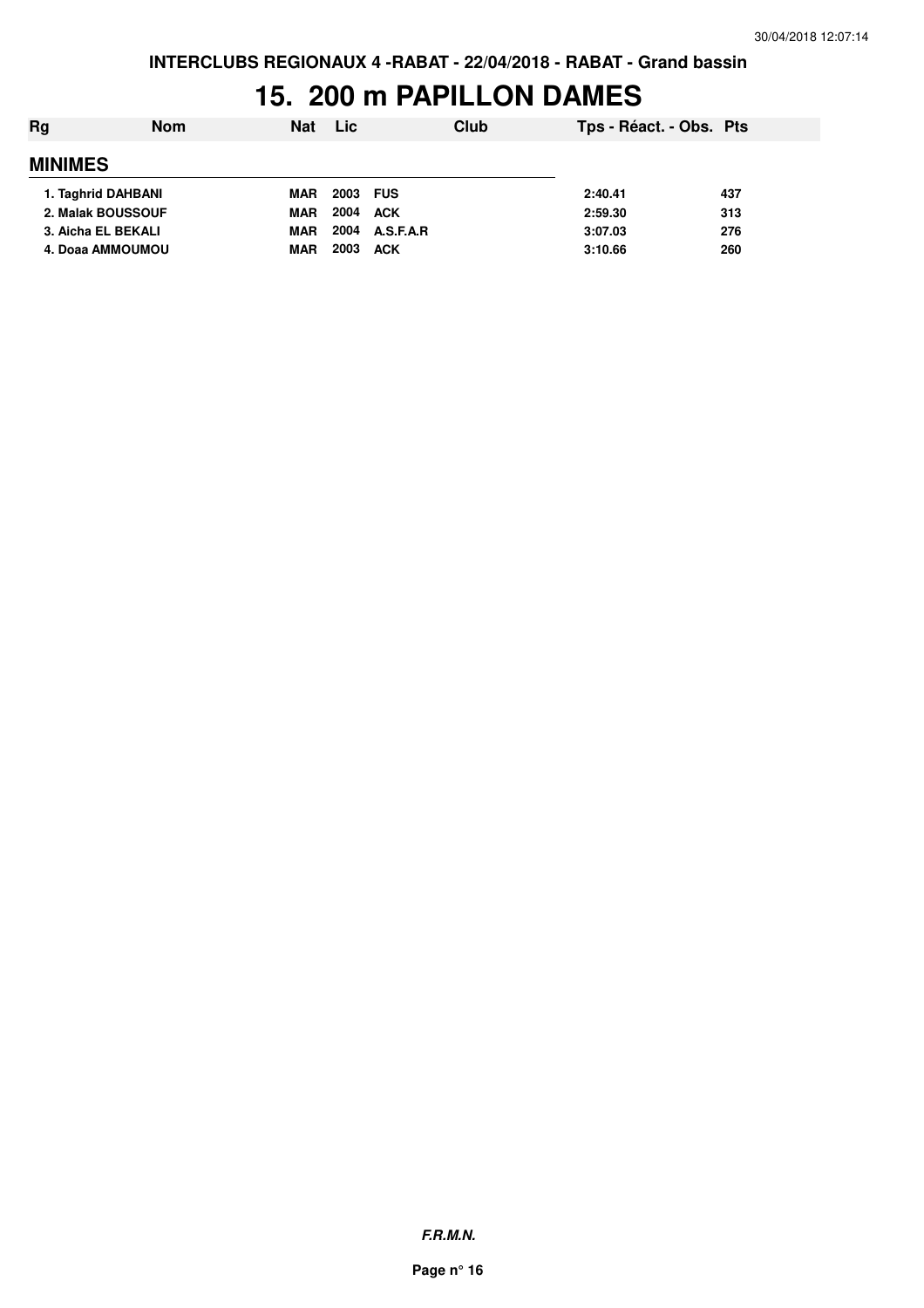INTERCLUBS REGIONAUX 4 -RABAT - 22/04/2018 - RABAT - Grand bassin

# 15. 200 m PAPILLON DAMES

| Rg | Nom | Nat | Lic | Club | Tps - Réact. - Obs. | Pts |
|---|---|---|---|---|---|---|
| **MINIMES** | | | | | | |
| 1. | Taghrid DAHBANI | MAR | 2003 | FUS | 2:40.41 | 437 |
| 2. | Malak BOUSSOUF | MAR | 2004 | ACK | 2:59.30 | 313 |
| 3. | Aicha EL BEKALI | MAR | 2004 | A.S.F.A.R | 3:07.03 | 276 |
| 4. | Doaa AMMOUMOU | MAR | 2003 | ACK | 3:10.66 | 260 |

*F.R.M.N.*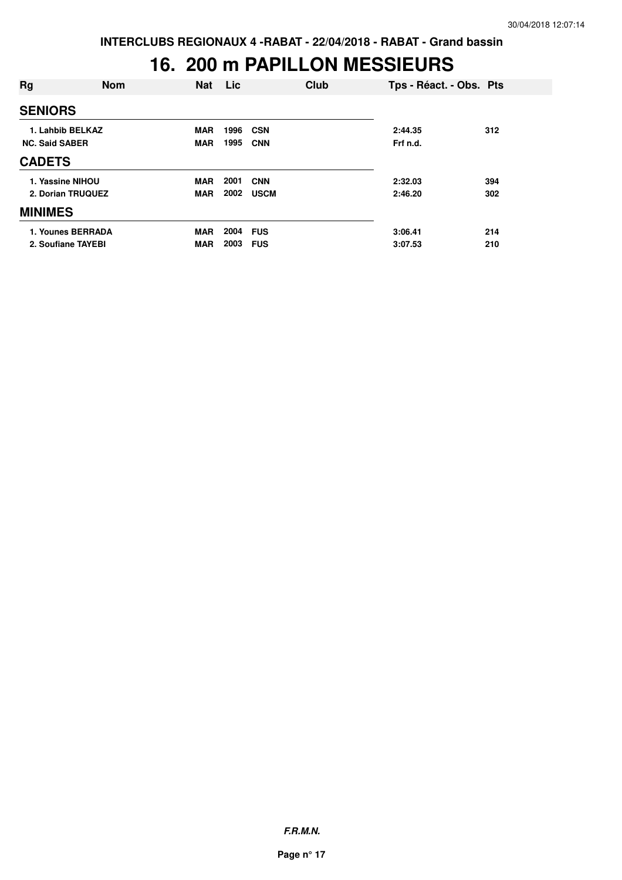**INTERCLUBS REGIONAUX 4 -RABAT - 22/04/2018 - RABAT - Grand bassin**

# 16. 200 m PAPILLON MESSIEURS

| Rg | Nom | Nat | Lic | Club | Tps - Réact. - Obs. | Pts |
|---|---|---|---|---|---|---|
| **SENIORS** | | | | | | |
| 1. | Lahbib BELKAZ | MAR | 1996 | CSN | 2:44.35 | 312 |
| NC. | Said SABER | MAR | 1995 | CNN | Frf n.d. | |
| **CADETS** | | | | | | |
| 1. | Yassine NIHOU | MAR | 2001 | CNN | 2:32.03 | 394 |
| 2. | Dorian TRUQUEZ | MAR | 2002 | USCM | 2:46.20 | 302 |
| **MINIMES** | | | | | | |
| 1. | Younes BERRADA | MAR | 2004 | FUS | 3:06.41 | 214 |
| 2. | Soufiane TAYEBI | MAR | 2003 | FUS | 3:07.53 | 210 |

***F.R.M.N.***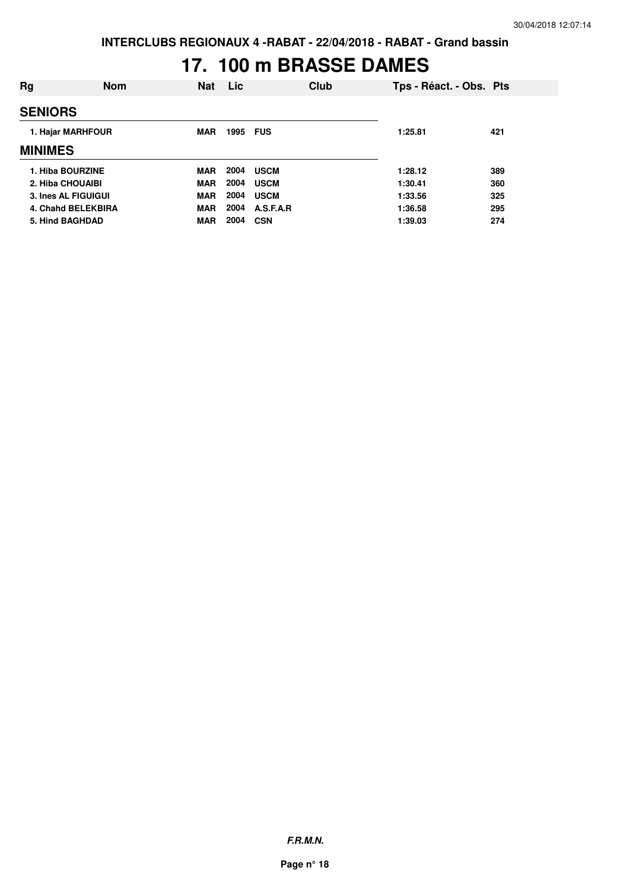INTERCLUBS REGIONAUX 4 -RABAT - 22/04/2018 - RABAT - Grand bassin

# 17. 100 m BRASSE DAMES

| Rg | Nom | Nat | Lic | Club | Tps - Réact. - Obs. | Pts |
|---|---|---|---|---|---|---|
| **SENIORS** | | | | | | |
| 1. Hajar MARHFOUR | | MAR | 1995 | FUS | 1:25.81 | 421 |
| **MINIMES** | | | | | | |
| 1. Hiba BOURZINE | | MAR | 2004 | USCM | 1:28.12 | 389 |
| 2. Hiba CHOUAIBI | | MAR | 2004 | USCM | 1:30.41 | 360 |
| 3. Ines AL FIGUIGUI | | MAR | 2004 | USCM | 1:33.56 | 325 |
| 4. Chahd BELEKBIRA | | MAR | 2004 | A.S.F.A.R | 1:36.58 | 295 |
| 5. Hind BAGHDAD | | MAR | 2004 | CSN | 1:39.03 | 274 |

*F.R.M.N.*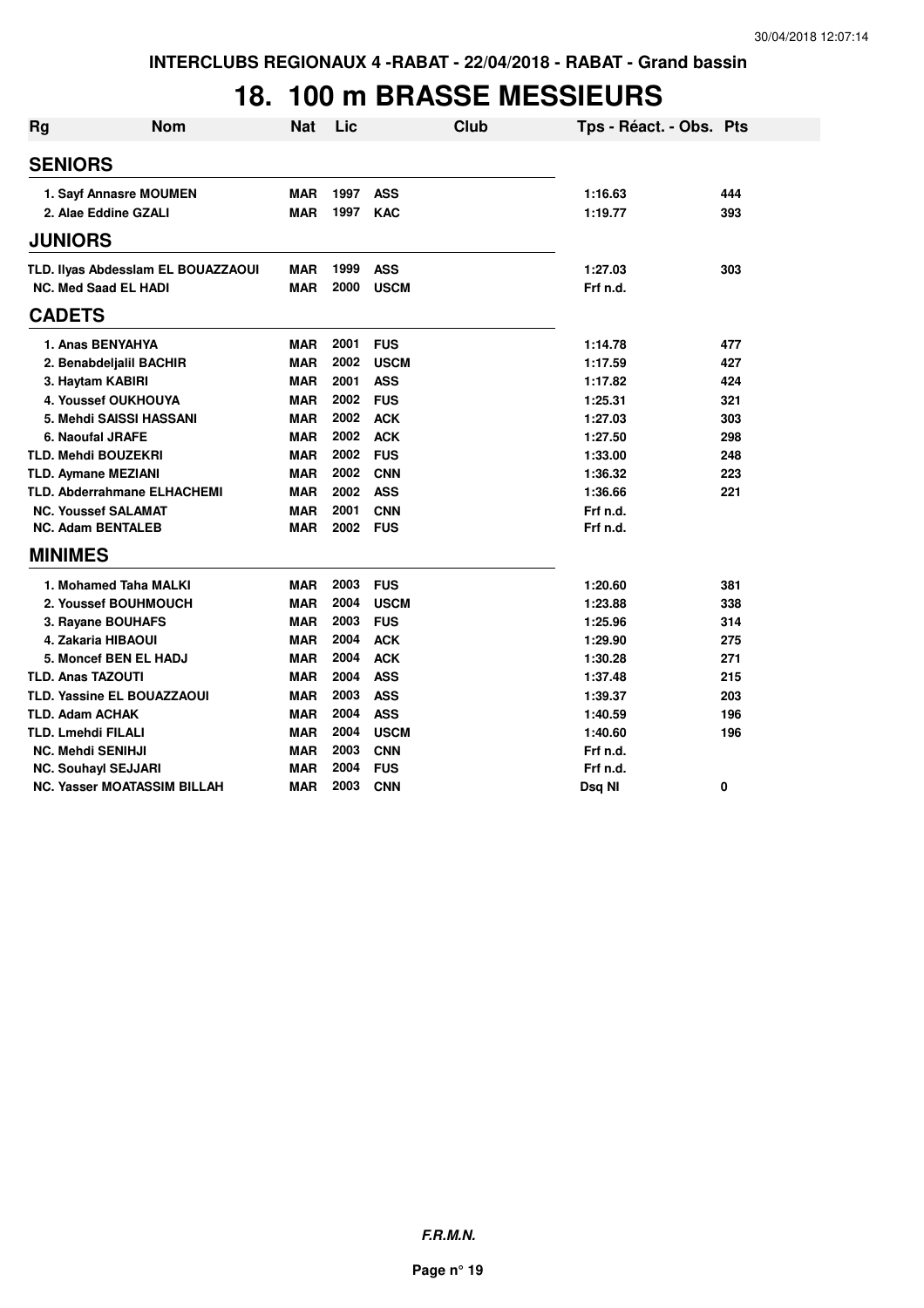INTERCLUBS REGIONAUX 4 -RABAT - 22/04/2018 - RABAT - Grand bassin

# 18. 100 m BRASSE MESSIEURS

| Rg | Nom | Nat | Lic | Club | Tps - Réact. - Obs. | Pts |
|---|---|---|---|---|---|---|
| **SENIORS** | | | | | | |
| 1. Sayf Annasre MOUMEN | | MAR | 1997 | ASS | 1:16.63 | 444 |
| 2. Alae Eddine GZALI | | MAR | 1997 | KAC | 1:19.77 | 393 |
| **JUNIORS** | | | | | | |
| TLD. Ilyas Abdesslam EL BOUAZZAOUI | | MAR | 1999 | ASS | 1:27.03 | 303 |
| NC. Med Saad EL HADI | | MAR | 2000 | USCM | Frf n.d. | |
| **CADETS** | | | | | | |
| 1. Anas BENYAHYA | | MAR | 2001 | FUS | 1:14.78 | 477 |
| 2. Benabdeljalil BACHIR | | MAR | 2002 | USCM | 1:17.59 | 427 |
| 3. Haytam KABIRI | | MAR | 2001 | ASS | 1:17.82 | 424 |
| 4. Youssef OUKHOUYA | | MAR | 2002 | FUS | 1:25.31 | 321 |
| 5. Mehdi SAISSI HASSANI | | MAR | 2002 | ACK | 1:27.03 | 303 |
| 6. Naoufal JRAFE | | MAR | 2002 | ACK | 1:27.50 | 298 |
| TLD. Mehdi BOUZEKRI | | MAR | 2002 | FUS | 1:33.00 | 248 |
| TLD. Aymane MEZIANI | | MAR | 2002 | CNN | 1:36.32 | 223 |
| TLD. Abderrahmane ELHACHEMI | | MAR | 2002 | ASS | 1:36.66 | 221 |
| NC. Youssef SALAMAT | | MAR | 2001 | CNN | Frf n.d. | |
| NC. Adam BENTALEB | | MAR | 2002 | FUS | Frf n.d. | |
| **MINIMES** | | | | | | |
| 1. Mohamed Taha MALKI | | MAR | 2003 | FUS | 1:20.60 | 381 |
| 2. Youssef BOUHMOUCH | | MAR | 2004 | USCM | 1:23.88 | 338 |
| 3. Rayane BOUHAFS | | MAR | 2003 | FUS | 1:25.96 | 314 |
| 4. Zakaria HIBAOUI | | MAR | 2004 | ACK | 1:29.90 | 275 |
| 5. Moncef BEN EL HADJ | | MAR | 2004 | ACK | 1:30.28 | 271 |
| TLD. Anas TAZOUTI | | MAR | 2004 | ASS | 1:37.48 | 215 |
| TLD. Yassine EL BOUAZZAOUI | | MAR | 2003 | ASS | 1:39.37 | 203 |
| TLD. Adam ACHAK | | MAR | 2004 | ASS | 1:40.59 | 196 |
| TLD. Lmehdi FILALI | | MAR | 2004 | USCM | 1:40.60 | 196 |
| NC. Mehdi SENIHJI | | MAR | 2003 | CNN | Frf n.d. | |
| NC. Souhayl SEJJARI | | MAR | 2004 | FUS | Frf n.d. | |
| NC. Yasser MOATASSIM BILLAH | | MAR | 2003 | CNN | Dsq NI | 0 |

F.R.M.N.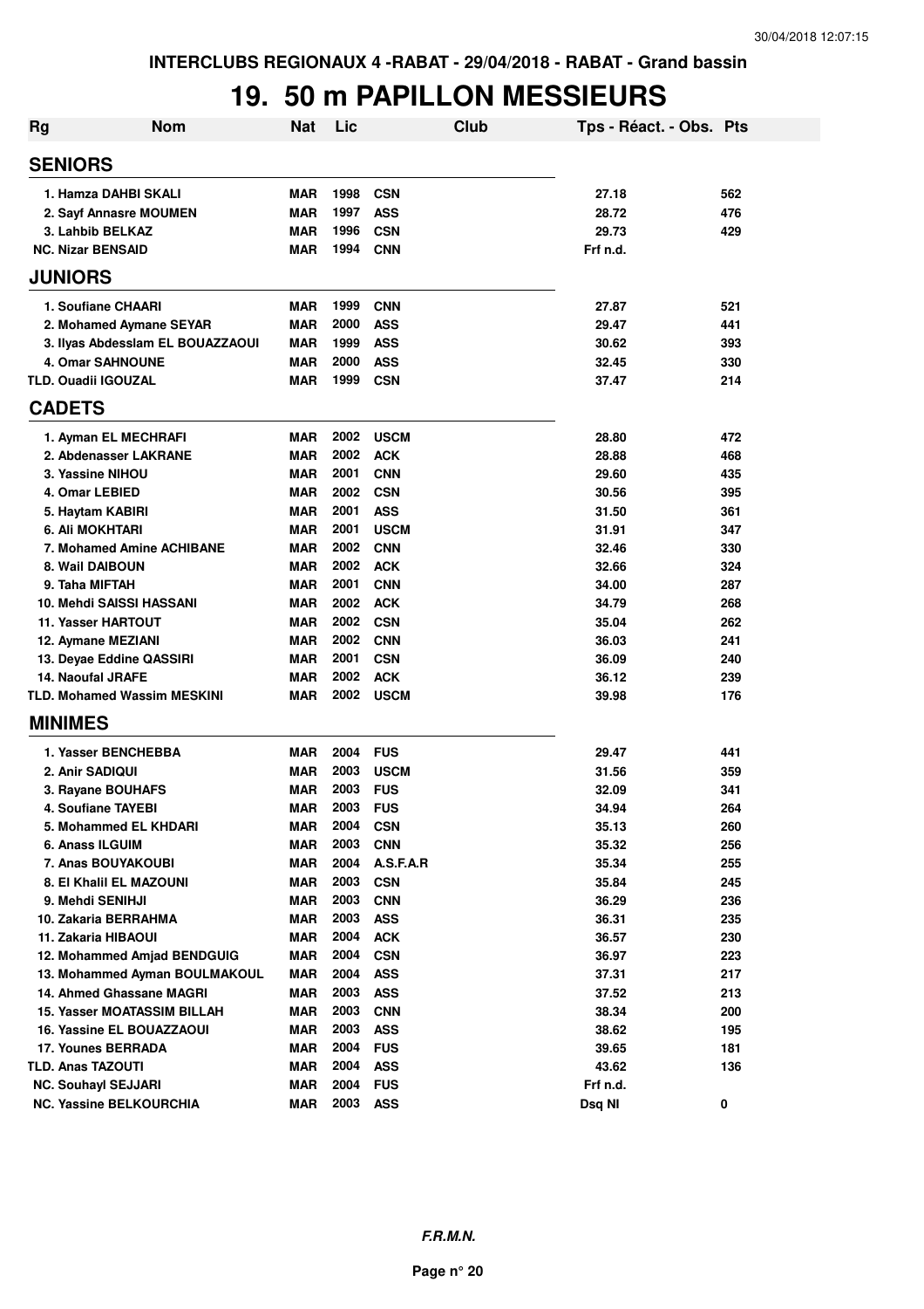INTERCLUBS REGIONAUX 4 -RABAT - 29/04/2018 - RABAT - Grand bassin

# 19. 50 m PAPILLON MESSIEURS

| Rg | Nom | Nat | Lic | Club | Tps - Réact. - Obs. | Pts |
|---|---|---|---|---|---|---|
| **SENIORS** | | | | | | |
| 1. Hamza DAHBI SKALI | | MAR | 1998 | CSN | 27.18 | 562 |
| 2. Sayf Annasre MOUMEN | | MAR | 1997 | ASS | 28.72 | 476 |
| 3. Lahbib BELKAZ | | MAR | 1996 | CSN | 29.73 | 429 |
| NC. Nizar BENSAID | | MAR | 1994 | CNN | Frf n.d. | |
| **JUNIORS** | | | | | | |
| 1. Soufiane CHAARI | | MAR | 1999 | CNN | 27.87 | 521 |
| 2. Mohamed Aymane SEYAR | | MAR | 2000 | ASS | 29.47 | 441 |
| 3. Ilyas Abdesslam EL BOUAZZAOUI | | MAR | 1999 | ASS | 30.62 | 393 |
| 4. Omar SAHNOUNE | | MAR | 2000 | ASS | 32.45 | 330 |
| TLD. Ouadii IGOUZAL | | MAR | 1999 | CSN | 37.47 | 214 |
| **CADETS** | | | | | | |
| 1. Ayman EL MECHRAFI | | MAR | 2002 | USCM | 28.80 | 472 |
| 2. Abdenasser LAKRANE | | MAR | 2002 | ACK | 28.88 | 468 |
| 3. Yassine NIHOU | | MAR | 2001 | CNN | 29.60 | 435 |
| 4. Omar LEBIED | | MAR | 2002 | CSN | 30.56 | 395 |
| 5. Haytam KABIRI | | MAR | 2001 | ASS | 31.50 | 361 |
| 6. Ali MOKHTARI | | MAR | 2001 | USCM | 31.91 | 347 |
| 7. Mohamed Amine ACHIBANE | | MAR | 2002 | CNN | 32.46 | 330 |
| 8. Wail DAIBOUN | | MAR | 2002 | ACK | 32.66 | 324 |
| 9. Taha MIFTAH | | MAR | 2001 | CNN | 34.00 | 287 |
| 10. Mehdi SAISSI HASSANI | | MAR | 2002 | ACK | 34.79 | 268 |
| 11. Yasser HARTOUT | | MAR | 2002 | CSN | 35.04 | 262 |
| 12. Aymane MEZIANI | | MAR | 2002 | CNN | 36.03 | 241 |
| 13. Deyae Eddine QASSIRI | | MAR | 2001 | CSN | 36.09 | 240 |
| 14. Naoufal JRAFE | | MAR | 2002 | ACK | 36.12 | 239 |
| TLD. Mohamed Wassim MESKINI | | MAR | 2002 | USCM | 39.98 | 176 |
| **MINIMES** | | | | | | |
| 1. Yasser BENCHEBBA | | MAR | 2004 | FUS | 29.47 | 441 |
| 2. Anir SADIQUI | | MAR | 2003 | USCM | 31.56 | 359 |
| 3. Rayane BOUHAFS | | MAR | 2003 | FUS | 32.09 | 341 |
| 4. Soufiane TAYEBI | | MAR | 2003 | FUS | 34.94 | 264 |
| 5. Mohammed EL KHDARI | | MAR | 2004 | CSN | 35.13 | 260 |
| 6. Anass ILGUIM | | MAR | 2003 | CNN | 35.32 | 256 |
| 7. Anas BOUYAKOUBI | | MAR | 2004 | A.S.F.A.R | 35.34 | 255 |
| 8. El Khalil EL MAZOUNI | | MAR | 2003 | CSN | 35.84 | 245 |
| 9. Mehdi SENIHJI | | MAR | 2003 | CNN | 36.29 | 236 |
| 10. Zakaria BERRAHMA | | MAR | 2003 | ASS | 36.31 | 235 |
| 11. Zakaria HIBAOUI | | MAR | 2004 | ACK | 36.57 | 230 |
| 12. Mohammed Amjad BENDGUIG | | MAR | 2004 | CSN | 36.97 | 223 |
| 13. Mohammed Ayman BOULMAKOUL | | MAR | 2004 | ASS | 37.31 | 217 |
| 14. Ahmed Ghassane MAGRI | | MAR | 2003 | ASS | 37.52 | 213 |
| 15. Yasser MOATASSIM BILLAH | | MAR | 2003 | CNN | 38.34 | 200 |
| 16. Yassine EL BOUAZZAOUI | | MAR | 2003 | ASS | 38.62 | 195 |
| 17. Younes BERRADA | | MAR | 2004 | FUS | 39.65 | 181 |
| TLD. Anas TAZOUTI | | MAR | 2004 | ASS | 43.62 | 136 |
| NC. Souhayl SEJJARI | | MAR | 2004 | FUS | Frf n.d. | |
| NC. Yassine BELKOURCHIA | | MAR | 2003 | ASS | Dsq NI | 0 |

*F.R.M.N.*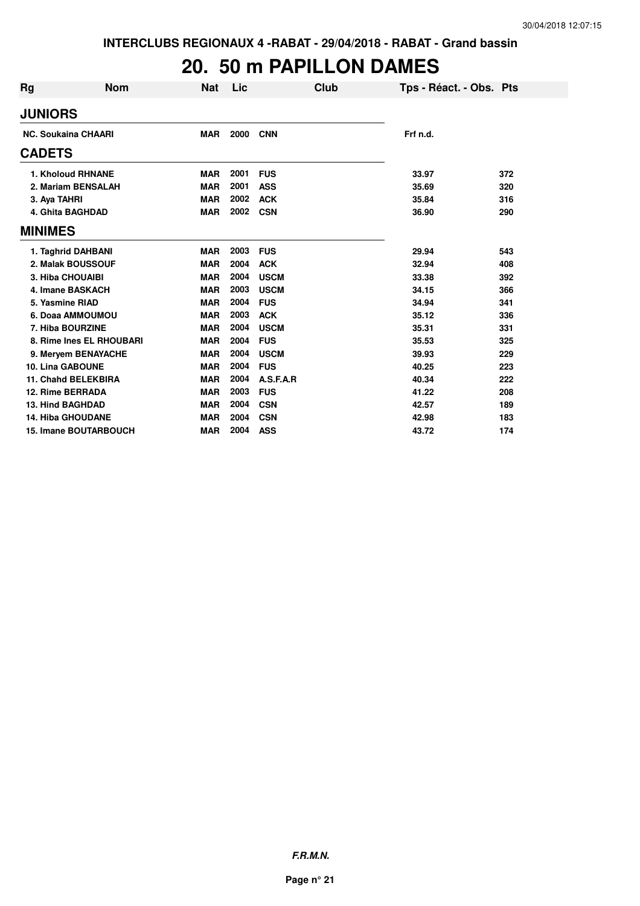INTERCLUBS REGIONAUX 4 -RABAT - 29/04/2018 - RABAT - Grand bassin

# 20. 50 m PAPILLON DAMES

| Rg | Nom | Nat | Lic | Club | Tps - Réact. - Obs. | Pts |
|---|---|---|---|---|---|---|
| **JUNIORS** | | | | | | |
| NC. | Soukaina CHAARI | MAR | 2000 | CNN | Frf n.d. | |
| **CADETS** | | | | | | |
| 1. | Kholoud RHNANE | MAR | 2001 | FUS | 33.97 | 372 |
| 2. | Mariam BENSALAH | MAR | 2001 | ASS | 35.69 | 320 |
| 3. | Aya TAHRI | MAR | 2002 | ACK | 35.84 | 316 |
| 4. | Ghita BAGHDAD | MAR | 2002 | CSN | 36.90 | 290 |
| **MINIMES** | | | | | | |
| 1. | Taghrid DAHBANI | MAR | 2003 | FUS | 29.94 | 543 |
| 2. | Malak BOUSSOUF | MAR | 2004 | ACK | 32.94 | 408 |
| 3. | Hiba CHOUAIBI | MAR | 2004 | USCM | 33.38 | 392 |
| 4. | Imane BASKACH | MAR | 2003 | USCM | 34.15 | 366 |
| 5. | Yasmine RIAD | MAR | 2004 | FUS | 34.94 | 341 |
| 6. | Doaa AMMOUMOU | MAR | 2003 | ACK | 35.12 | 336 |
| 7. | Hiba BOURZINE | MAR | 2004 | USCM | 35.31 | 331 |
| 8. | Rime Ines EL RHOUBARI | MAR | 2004 | FUS | 35.53 | 325 |
| 9. | Meryem BENAYACHE | MAR | 2004 | USCM | 39.93 | 229 |
| 10. | Lina GABOUNE | MAR | 2004 | FUS | 40.25 | 223 |
| 11. | Chahd BELEKBIRA | MAR | 2004 | A.S.F.A.R | 40.34 | 222 |
| 12. | Rime BERRADA | MAR | 2003 | FUS | 41.22 | 208 |
| 13. | Hind BAGHDAD | MAR | 2004 | CSN | 42.57 | 189 |
| 14. | Hiba GHOUDANE | MAR | 2004 | CSN | 42.98 | 183 |
| 15. | Imane BOUTARBOUCH | MAR | 2004 | ASS | 43.72 | 174 |

***F.R.M.N.***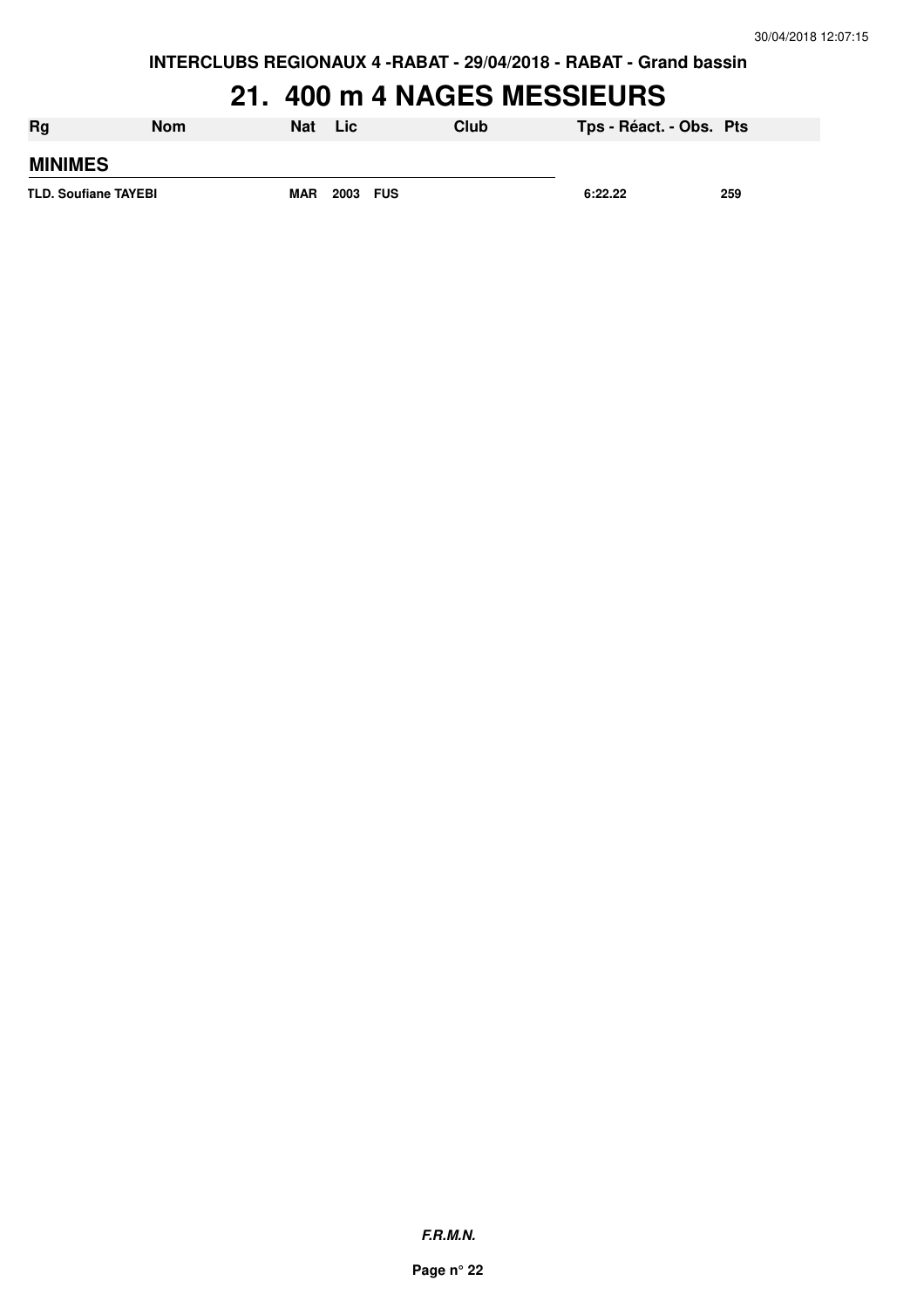INTERCLUBS REGIONAUX 4 -RABAT - 29/04/2018 - RABAT - Grand bassin

# 21. 400 m 4 NAGES MESSIEURS

| Rg | Nom | Nat | Lic | Club | Tps - Réact. - Obs. | Pts |
|---|---|---|---|---|---|---|
| **MINIMES** | | | | | | |
| TLD. | Soufiane TAYEBI | MAR | 2003 | FUS | 6:22.22 | 259 |

***F.R.M.N.***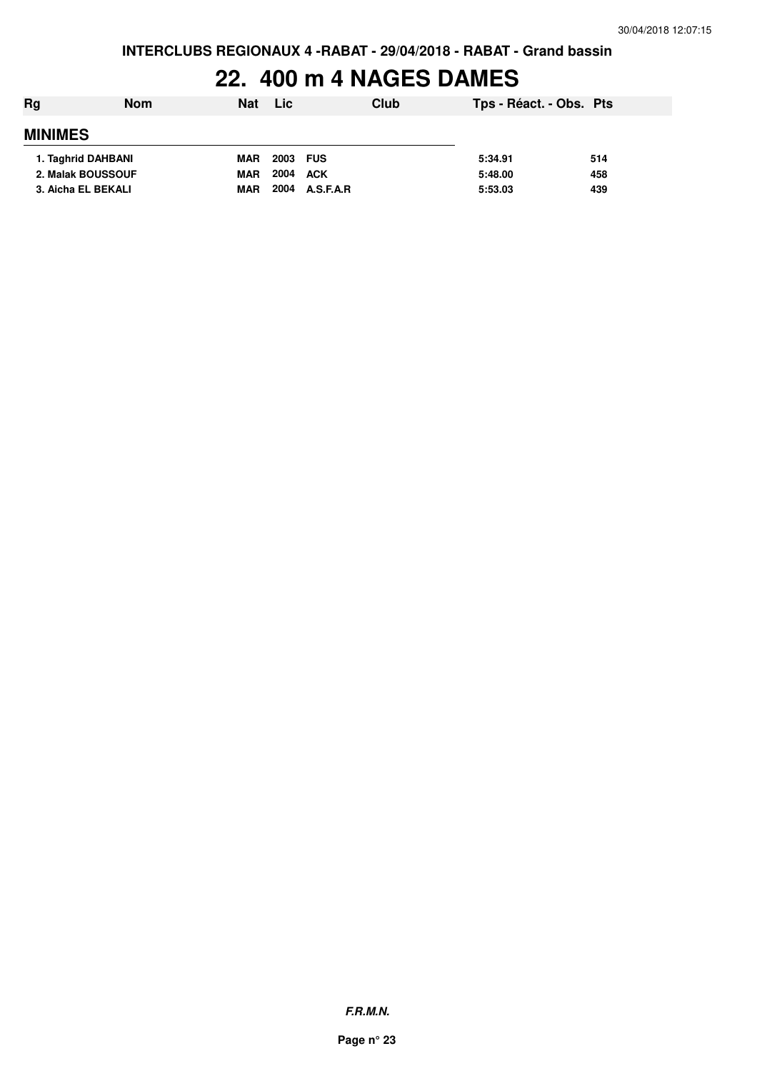INTERCLUBS REGIONAUX 4 -RABAT - 29/04/2018 - RABAT - Grand bassin

# 22. 400 m 4 NAGES DAMES

| Rg | Nom | Nat | Lic | Club | Tps - Réact. - Obs. | Pts |
|---|---|---|---|---|---|---|
| **MINIMES** | | | | | | |
| 1. Taghrid DAHBANI | | MAR | 2003 | FUS | 5:34.91 | 514 |
| 2. Malak BOUSSOUF | | MAR | 2004 | ACK | 5:48.00 | 458 |
| 3. Aicha EL BEKALI | | MAR | 2004 | A.S.F.A.R | 5:53.03 | 439 |

*F.R.M.N.*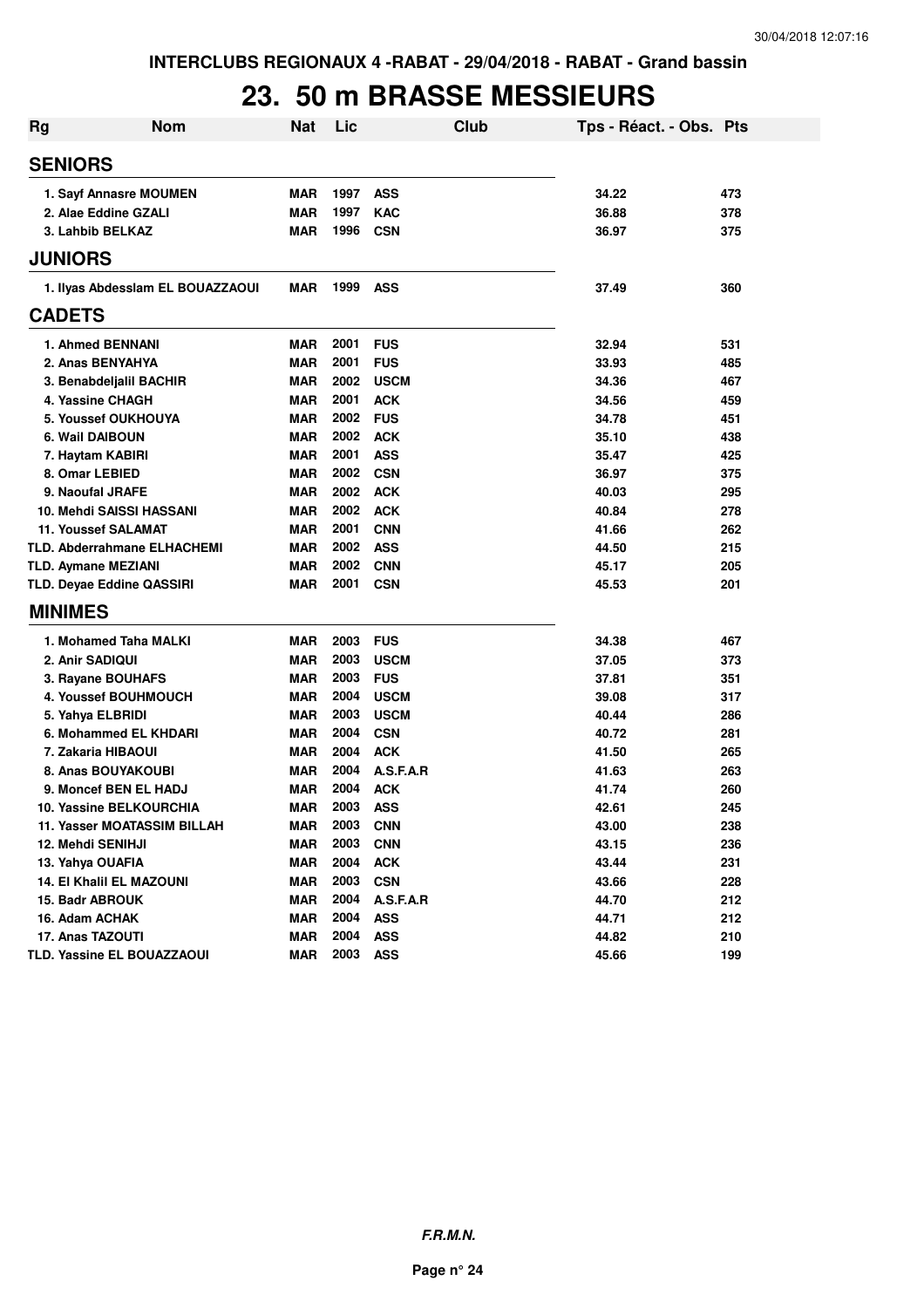INTERCLUBS REGIONAUX 4 -RABAT - 29/04/2018 - RABAT - Grand bassin

# 23. 50 m BRASSE MESSIEURS

| Rg | Nom | Nat | Lic | Club | Tps - Réact. - Obs. | Pts |
|---|---|---|---|---|---|---|
| **SENIORS** | | | | | | |
| 1. Sayf Annasre MOUMEN | | MAR | 1997 | ASS | 34.22 | 473 |
| 2. Alae Eddine GZALI | | MAR | 1997 | KAC | 36.88 | 378 |
| 3. Lahbib BELKAZ | | MAR | 1996 | CSN | 36.97 | 375 |
| **JUNIORS** | | | | | | |
| 1. Ilyas Abdesslam EL BOUAZZAOUI | | MAR | 1999 | ASS | 37.49 | 360 |
| **CADETS** | | | | | | |
| 1. Ahmed BENNANI | | MAR | 2001 | FUS | 32.94 | 531 |
| 2. Anas BENYAHYA | | MAR | 2001 | FUS | 33.93 | 485 |
| 3. Benabdeljalil BACHIR | | MAR | 2002 | USCM | 34.36 | 467 |
| 4. Yassine CHAGH | | MAR | 2001 | ACK | 34.56 | 459 |
| 5. Youssef OUKHOUYA | | MAR | 2002 | FUS | 34.78 | 451 |
| 6. Wail DAIBOUN | | MAR | 2002 | ACK | 35.10 | 438 |
| 7. Haytam KABIRI | | MAR | 2001 | ASS | 35.47 | 425 |
| 8. Omar LEBIED | | MAR | 2002 | CSN | 36.97 | 375 |
| 9. Naoufal JRAFE | | MAR | 2002 | ACK | 40.03 | 295 |
| 10. Mehdi SAISSI HASSANI | | MAR | 2002 | ACK | 40.84 | 278 |
| 11. Youssef SALAMAT | | MAR | 2001 | CNN | 41.66 | 262 |
| TLD. Abderrahmane ELHACHEMI | | MAR | 2002 | ASS | 44.50 | 215 |
| TLD. Aymane MEZIANI | | MAR | 2002 | CNN | 45.17 | 205 |
| TLD. Deyae Eddine QASSIRI | | MAR | 2001 | CSN | 45.53 | 201 |
| **MINIMES** | | | | | | |
| 1. Mohamed Taha MALKI | | MAR | 2003 | FUS | 34.38 | 467 |
| 2. Anir SADIQUI | | MAR | 2003 | USCM | 37.05 | 373 |
| 3. Rayane BOUHAFS | | MAR | 2003 | FUS | 37.81 | 351 |
| 4. Youssef BOUHMOUCH | | MAR | 2004 | USCM | 39.08 | 317 |
| 5. Yahya ELBRIDI | | MAR | 2003 | USCM | 40.44 | 286 |
| 6. Mohammed EL KHDARI | | MAR | 2004 | CSN | 40.72 | 281 |
| 7. Zakaria HIBAOUI | | MAR | 2004 | ACK | 41.50 | 265 |
| 8. Anas BOUYAKOUBI | | MAR | 2004 | A.S.F.A.R | 41.63 | 263 |
| 9. Moncef BEN EL HADJ | | MAR | 2004 | ACK | 41.74 | 260 |
| 10. Yassine BELKOURCHIA | | MAR | 2003 | ASS | 42.61 | 245 |
| 11. Yasser MOATASSIM BILLAH | | MAR | 2003 | CNN | 43.00 | 238 |
| 12. Mehdi SENIHJI | | MAR | 2003 | CNN | 43.15 | 236 |
| 13. Yahya OUAFIA | | MAR | 2004 | ACK | 43.44 | 231 |
| 14. El Khalil EL MAZOUNI | | MAR | 2003 | CSN | 43.66 | 228 |
| 15. Badr ABROUK | | MAR | 2004 | A.S.F.A.R | 44.70 | 212 |
| 16. Adam ACHAK | | MAR | 2004 | ASS | 44.71 | 212 |
| 17. Anas TAZOUTI | | MAR | 2004 | ASS | 44.82 | 210 |
| TLD. Yassine EL BOUAZZAOUI | | MAR | 2003 | ASS | 45.66 | 199 |

*F.R.M.N.*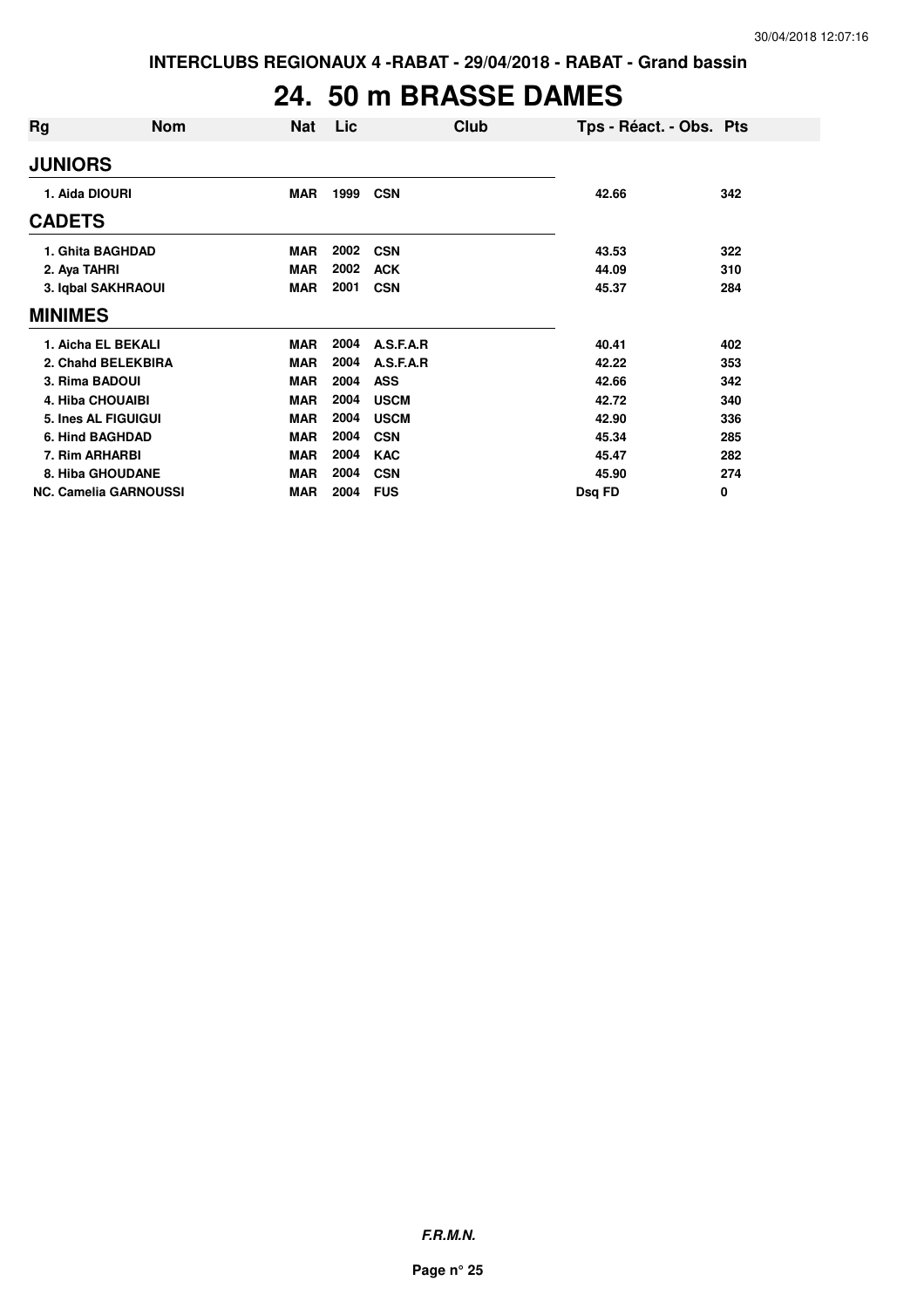INTERCLUBS REGIONAUX 4 -RABAT - 29/04/2018 - RABAT - Grand bassin

# 24. 50 m BRASSE DAMES

| Rg | Nom | Nat | Lic | Club | Tps - Réact. - Obs. | Pts |
|---|---|---|---|---|---|---|
| **JUNIORS** | | | | | | |
| 1. Aida DIOURI | | MAR | 1999 | CSN | 42.66 | 342 |
| **CADETS** | | | | | | |
| 1. Ghita BAGHDAD | | MAR | 2002 | CSN | 43.53 | 322 |
| 2. Aya TAHRI | | MAR | 2002 | ACK | 44.09 | 310 |
| 3. Iqbal SAKHRAOUI | | MAR | 2001 | CSN | 45.37 | 284 |
| **MINIMES** | | | | | | |
| 1. Aicha EL BEKALI | | MAR | 2004 | A.S.F.A.R | 40.41 | 402 |
| 2. Chahd BELEKBIRA | | MAR | 2004 | A.S.F.A.R | 42.22 | 353 |
| 3. Rima BADOUI | | MAR | 2004 | ASS | 42.66 | 342 |
| 4. Hiba CHOUAIBI | | MAR | 2004 | USCM | 42.72 | 340 |
| 5. Ines AL FIGUIGUI | | MAR | 2004 | USCM | 42.90 | 336 |
| 6. Hind BAGHDAD | | MAR | 2004 | CSN | 45.34 | 285 |
| 7. Rim ARHARBI | | MAR | 2004 | KAC | 45.47 | 282 |
| 8. Hiba GHOUDANE | | MAR | 2004 | CSN | 45.90 | 274 |
| NC. Camelia GARNOUSSI | | MAR | 2004 | FUS | Dsq FD | 0 |

***F.R.M.N.***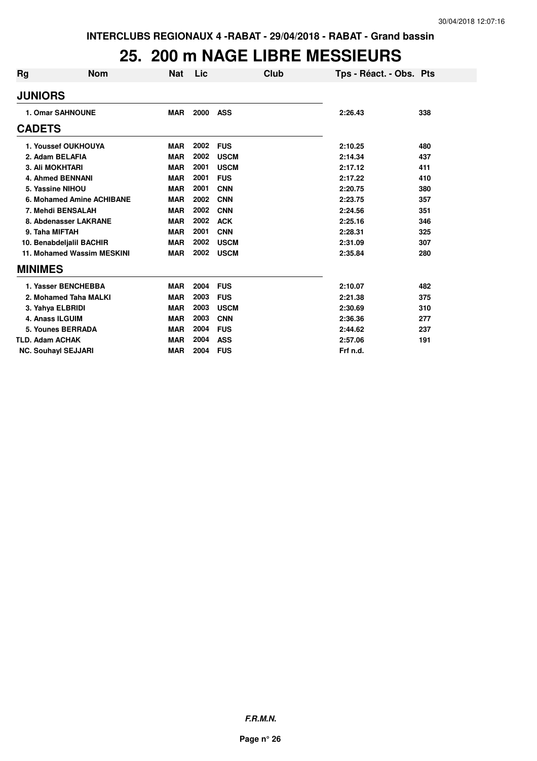INTERCLUBS REGIONAUX 4 -RABAT - 29/04/2018 - RABAT - Grand bassin

# 25. 200 m NAGE LIBRE MESSIEURS

| Rg | Nom | Nat | Lic | Club | Tps - Réact. - Obs. | Pts |
|---|---|---|---|---|---|---|
| **JUNIORS** | | | | | | |
| 1. Omar SAHNOUNE | | MAR | 2000 | ASS | 2:26.43 | 338 |
| **CADETS** | | | | | | |
| 1. Youssef OUKHOUYA | | MAR | 2002 | FUS | 2:10.25 | 480 |
| 2. Adam BELAFIA | | MAR | 2002 | USCM | 2:14.34 | 437 |
| 3. Ali MOKHTARI | | MAR | 2001 | USCM | 2:17.12 | 411 |
| 4. Ahmed BENNANI | | MAR | 2001 | FUS | 2:17.22 | 410 |
| 5. Yassine NIHOU | | MAR | 2001 | CNN | 2:20.75 | 380 |
| 6. Mohamed Amine ACHIBANE | | MAR | 2002 | CNN | 2:23.75 | 357 |
| 7. Mehdi BENSALAH | | MAR | 2002 | CNN | 2:24.56 | 351 |
| 8. Abdenasser LAKRANE | | MAR | 2002 | ACK | 2:25.16 | 346 |
| 9. Taha MIFTAH | | MAR | 2001 | CNN | 2:28.31 | 325 |
| 10. Benabdeljalil BACHIR | | MAR | 2002 | USCM | 2:31.09 | 307 |
| 11. Mohamed Wassim MESKINI | | MAR | 2002 | USCM | 2:35.84 | 280 |
| **MINIMES** | | | | | | |
| 1. Yasser BENCHEBBA | | MAR | 2004 | FUS | 2:10.07 | 482 |
| 2. Mohamed Taha MALKI | | MAR | 2003 | FUS | 2:21.38 | 375 |
| 3. Yahya ELBRIDI | | MAR | 2003 | USCM | 2:30.69 | 310 |
| 4. Anass ILGUIM | | MAR | 2003 | CNN | 2:36.36 | 277 |
| 5. Younes BERRADA | | MAR | 2004 | FUS | 2:44.62 | 237 |
| TLD. Adam ACHAK | | MAR | 2004 | ASS | 2:57.06 | 191 |
| NC. Souhayl SEJJARI | | MAR | 2004 | FUS | Frf n.d. | |

*F.R.M.N.*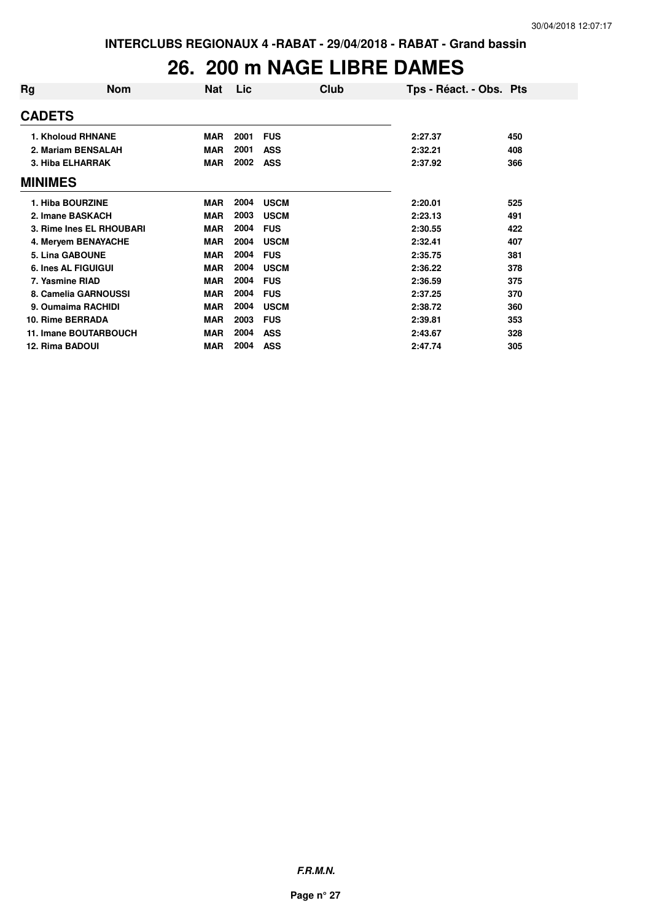INTERCLUBS REGIONAUX 4 -RABAT - 29/04/2018 - RABAT - Grand bassin

# 26. 200 m NAGE LIBRE DAMES

| Rg | Nom | Nat | Lic | Club | Tps - Réact. - Obs. | Pts |
|---|---|---|---|---|---|---|
| **CADETS** | | | | | | |
| 1. Kholoud RHNANE | | MAR | 2001 | FUS | 2:27.37 | 450 |
| 2. Mariam BENSALAH | | MAR | 2001 | ASS | 2:32.21 | 408 |
| 3. Hiba ELHARRAK | | MAR | 2002 | ASS | 2:37.92 | 366 |
| **MINIMES** | | | | | | |
| 1. Hiba BOURZINE | | MAR | 2004 | USCM | 2:20.01 | 525 |
| 2. Imane BASKACH | | MAR | 2003 | USCM | 2:23.13 | 491 |
| 3. Rime Ines EL RHOUBARI | | MAR | 2004 | FUS | 2:30.55 | 422 |
| 4. Meryem BENAYACHE | | MAR | 2004 | USCM | 2:32.41 | 407 |
| 5. Lina GABOUNE | | MAR | 2004 | FUS | 2:35.75 | 381 |
| 6. Ines AL FIGUIGUI | | MAR | 2004 | USCM | 2:36.22 | 378 |
| 7. Yasmine RIAD | | MAR | 2004 | FUS | 2:36.59 | 375 |
| 8. Camelia GARNOUSSI | | MAR | 2004 | FUS | 2:37.25 | 370 |
| 9. Oumaima RACHIDI | | MAR | 2004 | USCM | 2:38.72 | 360 |
| 10. Rime BERRADA | | MAR | 2003 | FUS | 2:39.81 | 353 |
| 11. Imane BOUTARBOUCH | | MAR | 2004 | ASS | 2:43.67 | 328 |
| 12. Rima BADOUI | | MAR | 2004 | ASS | 2:47.74 | 305 |

*F.R.M.N.*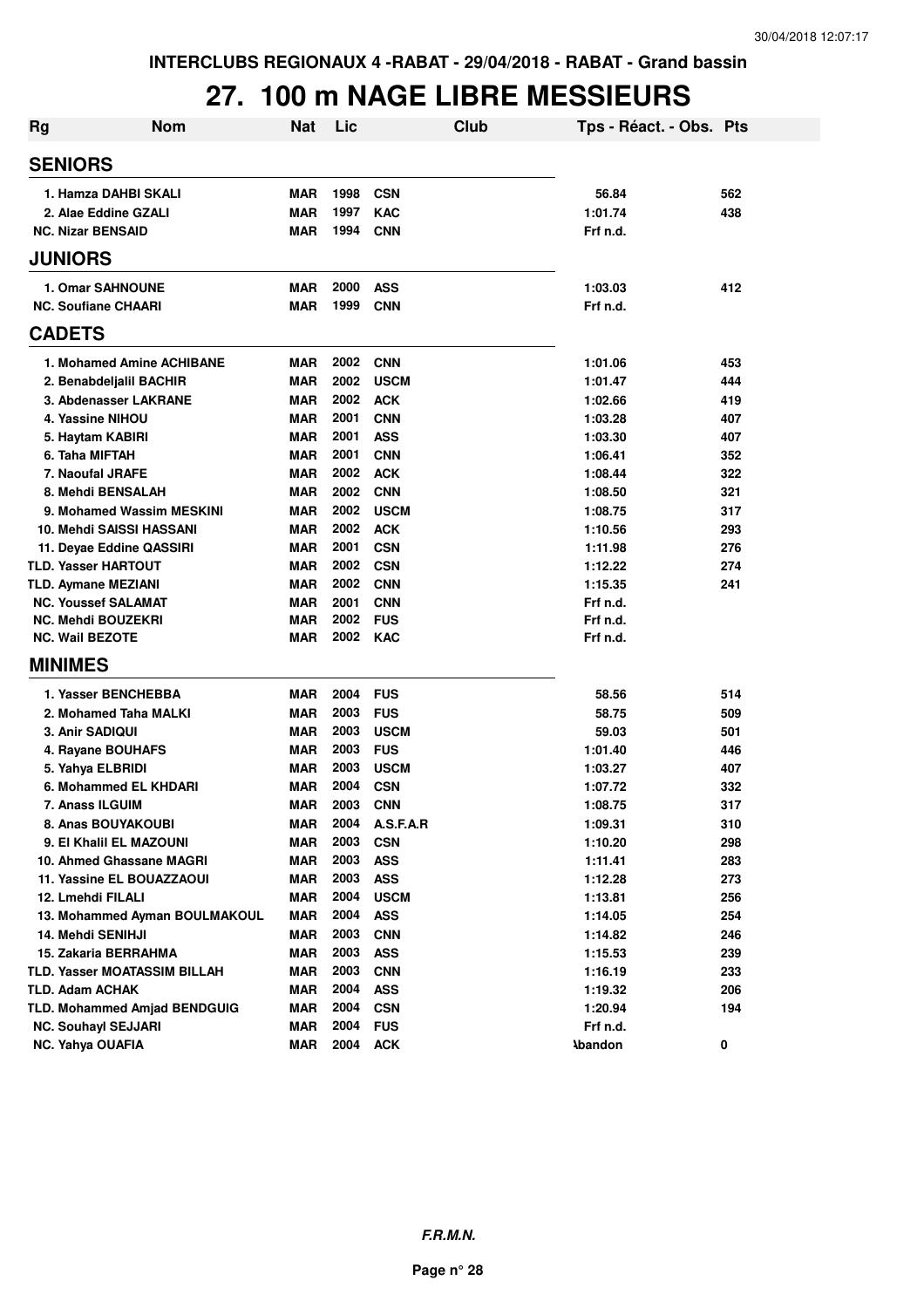INTERCLUBS REGIONAUX 4 -RABAT - 29/04/2018 - RABAT - Grand bassin

# 27. 100 m NAGE LIBRE MESSIEURS

| Rg | Nom | Nat | Lic | Club | Tps - Réact. - Obs. | Pts |
|---|---|---|---|---|---|---|
| **SENIORS** | | | | | | |
| 1. Hamza DAHBI SKALI | | MAR | 1998 | CSN | 56.84 | 562 |
| 2. Alae Eddine GZALI | | MAR | 1997 | KAC | 1:01.74 | 438 |
| NC. Nizar BENSAID | | MAR | 1994 | CNN | Frf n.d. | |
| **JUNIORS** | | | | | | |
| 1. Omar SAHNOUNE | | MAR | 2000 | ASS | 1:03.03 | 412 |
| NC. Soufiane CHAARI | | MAR | 1999 | CNN | Frf n.d. | |
| **CADETS** | | | | | | |
| 1. Mohamed Amine ACHIBANE | | MAR | 2002 | CNN | 1:01.06 | 453 |
| 2. Benabdeljalil BACHIR | | MAR | 2002 | USCM | 1:01.47 | 444 |
| 3. Abdenasser LAKRANE | | MAR | 2002 | ACK | 1:02.66 | 419 |
| 4. Yassine NIHOU | | MAR | 2001 | CNN | 1:03.28 | 407 |
| 5. Haytam KABIRI | | MAR | 2001 | ASS | 1:03.30 | 407 |
| 6. Taha MIFTAH | | MAR | 2001 | CNN | 1:06.41 | 352 |
| 7. Naoufal JRAFE | | MAR | 2002 | ACK | 1:08.44 | 322 |
| 8. Mehdi BENSALAH | | MAR | 2002 | CNN | 1:08.50 | 321 |
| 9. Mohamed Wassim MESKINI | | MAR | 2002 | USCM | 1:08.75 | 317 |
| 10. Mehdi SAISSI HASSANI | | MAR | 2002 | ACK | 1:10.56 | 293 |
| 11. Deyae Eddine QASSIRI | | MAR | 2001 | CSN | 1:11.98 | 276 |
| TLD. Yasser HARTOUT | | MAR | 2002 | CSN | 1:12.22 | 274 |
| TLD. Aymane MEZIANI | | MAR | 2002 | CNN | 1:15.35 | 241 |
| NC. Youssef SALAMAT | | MAR | 2001 | CNN | Frf n.d. | |
| NC. Mehdi BOUZEKRI | | MAR | 2002 | FUS | Frf n.d. | |
| NC. Wail BEZOTE | | MAR | 2002 | KAC | Frf n.d. | |
| **MINIMES** | | | | | | |
| 1. Yasser BENCHEBBA | | MAR | 2004 | FUS | 58.56 | 514 |
| 2. Mohamed Taha MALKI | | MAR | 2003 | FUS | 58.75 | 509 |
| 3. Anir SADIQUI | | MAR | 2003 | USCM | 59.03 | 501 |
| 4. Rayane BOUHAFS | | MAR | 2003 | FUS | 1:01.40 | 446 |
| 5. Yahya ELBRIDI | | MAR | 2003 | USCM | 1:03.27 | 407 |
| 6. Mohammed EL KHDARI | | MAR | 2004 | CSN | 1:07.72 | 332 |
| 7. Anass ILGUIM | | MAR | 2003 | CNN | 1:08.75 | 317 |
| 8. Anas BOUYAKOUBI | | MAR | 2004 | A.S.F.A.R | 1:09.31 | 310 |
| 9. El Khalil EL MAZOUNI | | MAR | 2003 | CSN | 1:10.20 | 298 |
| 10. Ahmed Ghassane MAGRI | | MAR | 2003 | ASS | 1:11.41 | 283 |
| 11. Yassine EL BOUAZZAOUI | | MAR | 2003 | ASS | 1:12.28 | 273 |
| 12. Lmehdi FILALI | | MAR | 2004 | USCM | 1:13.81 | 256 |
| 13. Mohammed Ayman BOULMAKOUL | | MAR | 2004 | ASS | 1:14.05 | 254 |
| 14. Mehdi SENIHJI | | MAR | 2003 | CNN | 1:14.82 | 246 |
| 15. Zakaria BERRAHMA | | MAR | 2003 | ASS | 1:15.53 | 239 |
| TLD. Yasser MOATASSIM BILLAH | | MAR | 2003 | CNN | 1:16.19 | 233 |
| TLD. Adam ACHAK | | MAR | 2004 | ASS | 1:19.32 | 206 |
| TLD. Mohammed Amjad BENDGUIG | | MAR | 2004 | CSN | 1:20.94 | 194 |
| NC. Souhayl SEJJARI | | MAR | 2004 | FUS | Frf n.d. | |
| NC. Yahya OUAFIA | | MAR | 2004 | ACK | Abandon | 0 |

*F.R.M.N.*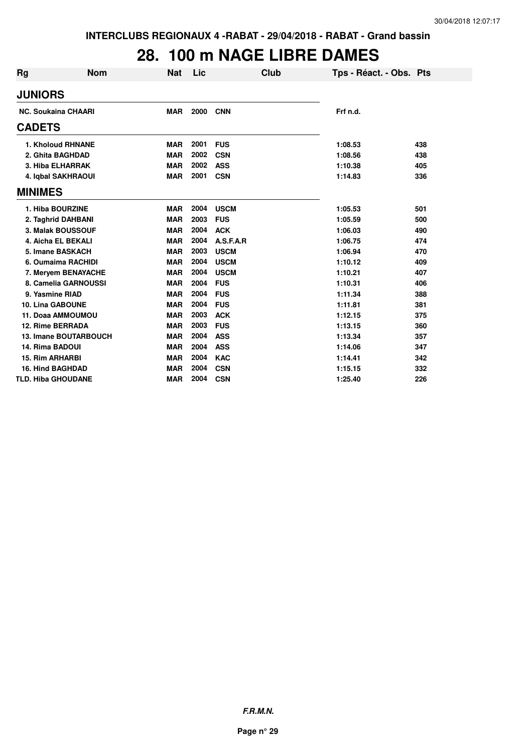INTERCLUBS REGIONAUX 4 -RABAT - 29/04/2018 - RABAT - Grand bassin

# 28. 100 m NAGE LIBRE DAMES

| Rg | Nom | Nat | Lic | Club | Tps - Réact. - Obs. | Pts |
|---|---|---|---|---|---|---|
| **JUNIORS** | | | | | | |
| NC. Soukaina CHAARI | | MAR | 2000 | CNN | Frf n.d. | |
| **CADETS** | | | | | | |
| 1. Kholoud RHNANE | | MAR | 2001 | FUS | 1:08.53 | 438 |
| 2. Ghita BAGHDAD | | MAR | 2002 | CSN | 1:08.56 | 438 |
| 3. Hiba ELHARRAK | | MAR | 2002 | ASS | 1:10.38 | 405 |
| 4. Iqbal SAKHRAOUI | | MAR | 2001 | CSN | 1:14.83 | 336 |
| **MINIMES** | | | | | | |
| 1. Hiba BOURZINE | | MAR | 2004 | USCM | 1:05.53 | 501 |
| 2. Taghrid DAHBANI | | MAR | 2003 | FUS | 1:05.59 | 500 |
| 3. Malak BOUSSOUF | | MAR | 2004 | ACK | 1:06.03 | 490 |
| 4. Aicha EL BEKALI | | MAR | 2004 | A.S.F.A.R | 1:06.75 | 474 |
| 5. Imane BASKACH | | MAR | 2003 | USCM | 1:06.94 | 470 |
| 6. Oumaima RACHIDI | | MAR | 2004 | USCM | 1:10.12 | 409 |
| 7. Meryem BENAYACHE | | MAR | 2004 | USCM | 1:10.21 | 407 |
| 8. Camelia GARNOUSSI | | MAR | 2004 | FUS | 1:10.31 | 406 |
| 9. Yasmine RIAD | | MAR | 2004 | FUS | 1:11.34 | 388 |
| 10. Lina GABOUNE | | MAR | 2004 | FUS | 1:11.81 | 381 |
| 11. Doaa AMMOUMOU | | MAR | 2003 | ACK | 1:12.15 | 375 |
| 12. Rime BERRADA | | MAR | 2003 | FUS | 1:13.15 | 360 |
| 13. Imane BOUTARBOUCH | | MAR | 2004 | ASS | 1:13.34 | 357 |
| 14. Rima BADOUI | | MAR | 2004 | ASS | 1:14.06 | 347 |
| 15. Rim ARHARBI | | MAR | 2004 | KAC | 1:14.41 | 342 |
| 16. Hind BAGHDAD | | MAR | 2004 | CSN | 1:15.15 | 332 |
| TLD. Hiba GHOUDANE | | MAR | 2004 | CSN | 1:25.40 | 226 |

***F.R.M.N.***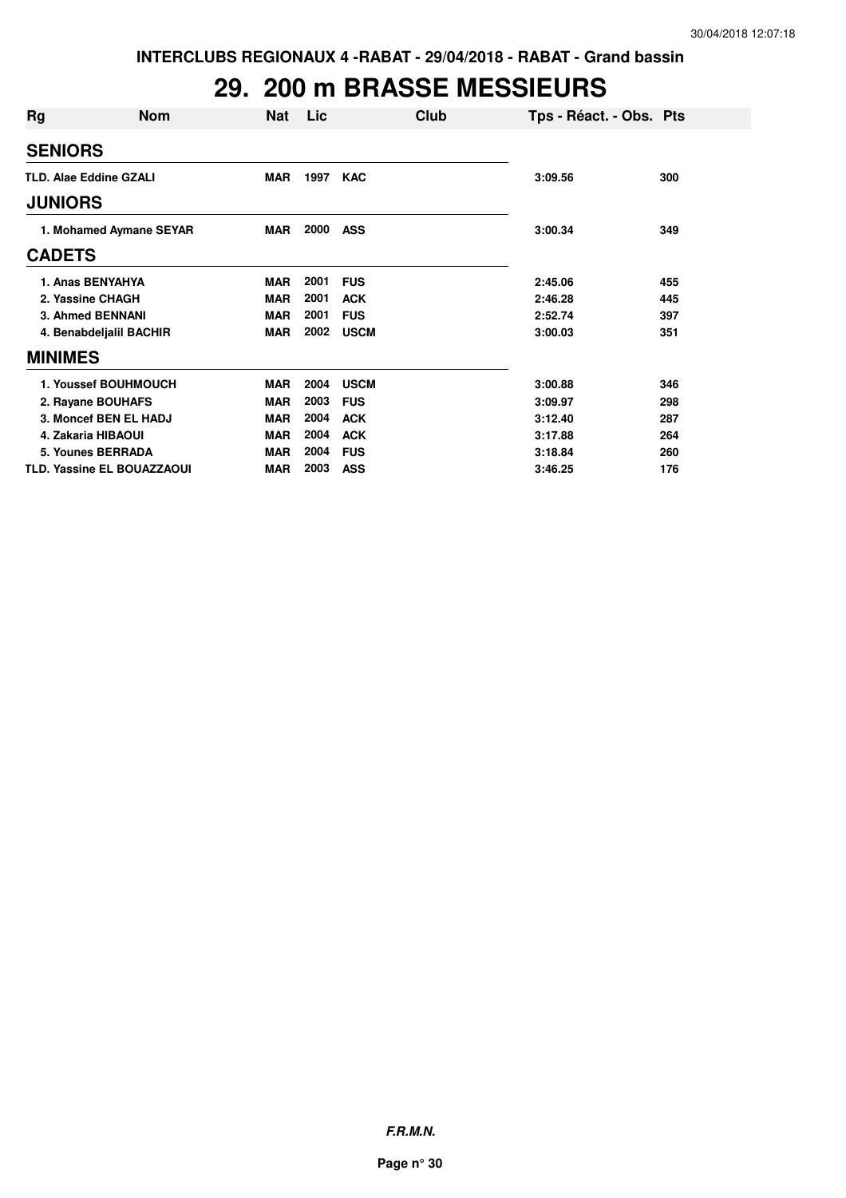INTERCLUBS REGIONAUX 4 -RABAT - 29/04/2018 - RABAT - Grand bassin

# 29. 200 m BRASSE MESSIEURS

| Rg | Nom | Nat | Lic | Club | Tps - Réact. - Obs. | Pts |
|---|---|---|---|---|---|---|
| **SENIORS** | | | | | | |
| TLD. | Alae Eddine GZALI | MAR | 1997 | KAC | 3:09.56 | 300 |
| **JUNIORS** | | | | | | |
| 1. | Mohamed Aymane SEYAR | MAR | 2000 | ASS | 3:00.34 | 349 |
| **CADETS** | | | | | | |
| 1. | Anas BENYAHYA | MAR | 2001 | FUS | 2:45.06 | 455 |
| 2. | Yassine CHAGH | MAR | 2001 | ACK | 2:46.28 | 445 |
| 3. | Ahmed BENNANI | MAR | 2001 | FUS | 2:52.74 | 397 |
| 4. | Benabdeljalil BACHIR | MAR | 2002 | USCM | 3:00.03 | 351 |
| **MINIMES** | | | | | | |
| 1. | Youssef BOUHMOUCH | MAR | 2004 | USCM | 3:00.88 | 346 |
| 2. | Rayane BOUHAFS | MAR | 2003 | FUS | 3:09.97 | 298 |
| 3. | Moncef BEN EL HADJ | MAR | 2004 | ACK | 3:12.40 | 287 |
| 4. | Zakaria HIBAOUI | MAR | 2004 | ACK | 3:17.88 | 264 |
| 5. | Younes BERRADA | MAR | 2004 | FUS | 3:18.84 | 260 |
| TLD. | Yassine EL BOUAZZAOUI | MAR | 2003 | ASS | 3:46.25 | 176 |

*F.R.M.N.*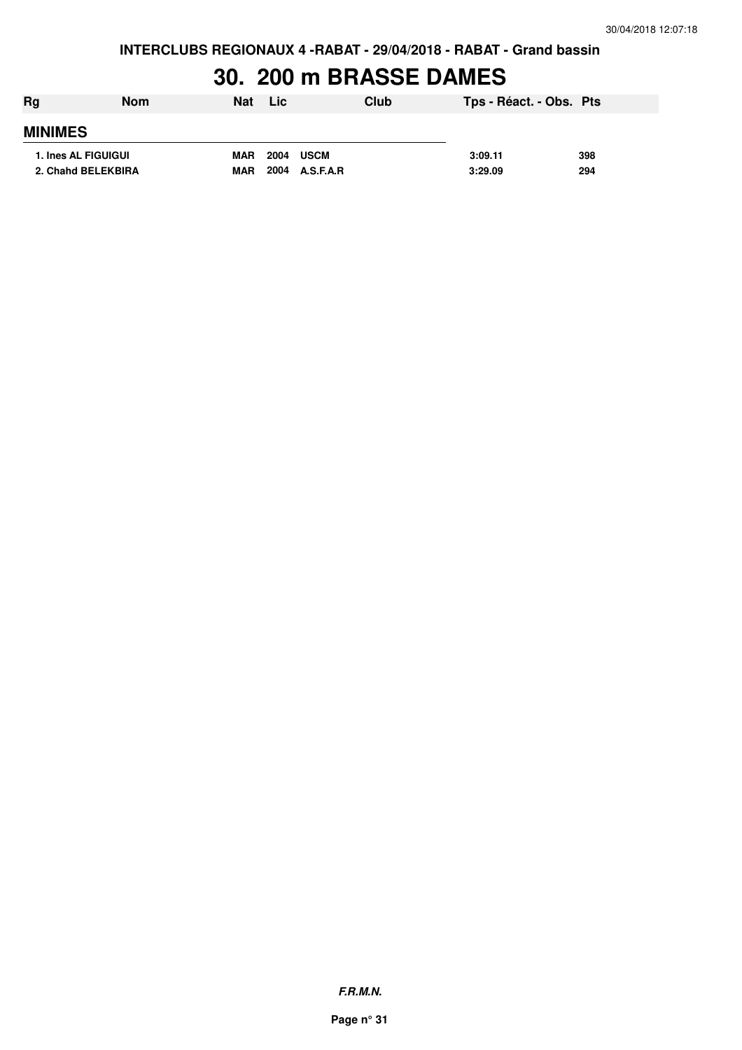INTERCLUBS REGIONAUX 4 -RABAT - 29/04/2018 - RABAT - Grand bassin

# 30. 200 m BRASSE DAMES

| Rg | Nom | Nat | Lic | Club | Tps - Réact. - Obs. | Pts |
|---|---|---|---|---|---|---|
| **MINIMES** | | | | | | |
| 1. Ines AL FIGUIGUI | | MAR | 2004 | USCM | 3:09.11 | 398 |
| 2. Chahd BELEKBIRA | | MAR | 2004 | A.S.F.A.R | 3:29.09 | 294 |

*F.R.M.N.*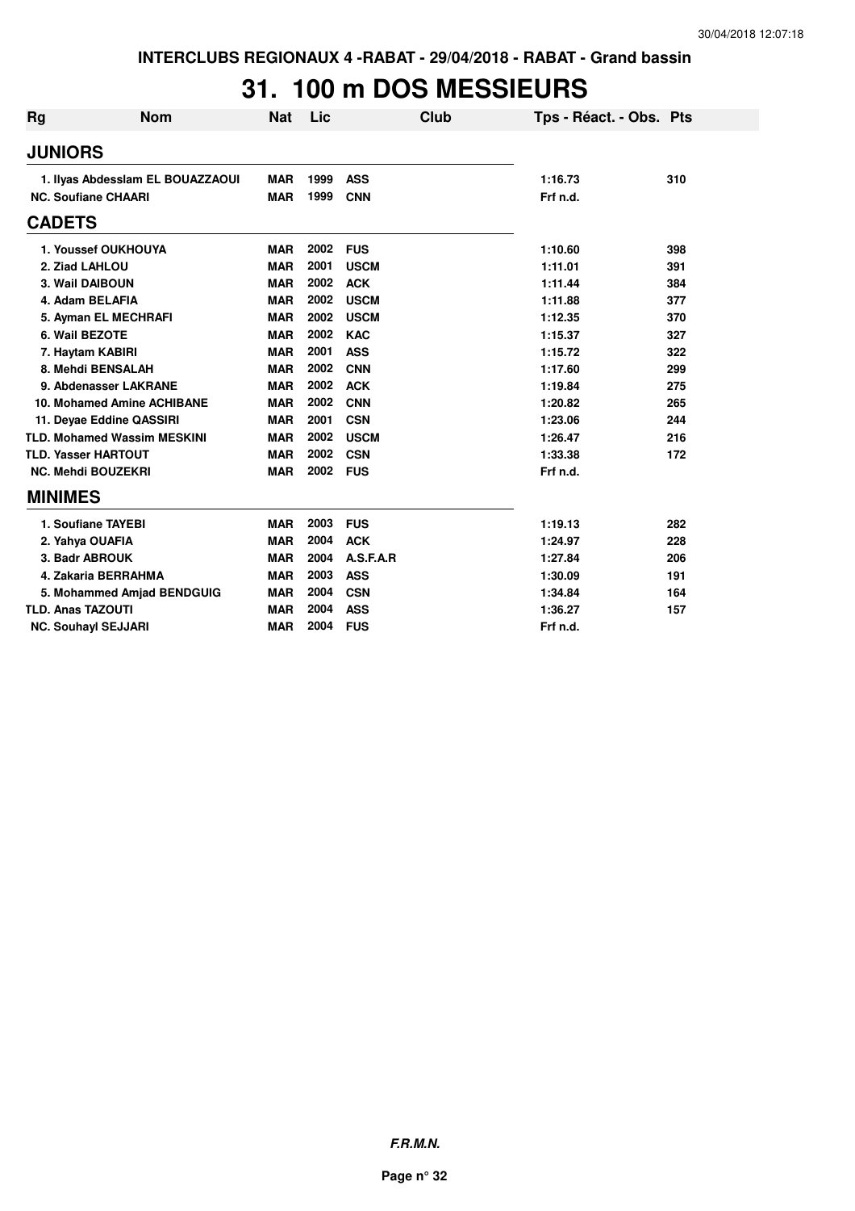INTERCLUBS REGIONAUX 4 -RABAT - 29/04/2018 - RABAT - Grand bassin

# 31. 100 m DOS MESSIEURS

| Rg | Nom | Nat | Lic | Club | Tps - Réact. - Obs. | Pts |
|---|---|---|---|---|---|---|
| **JUNIORS** | | | | | | |
| 1. | Ilyas Abdesslam EL BOUAZZAOUI | MAR | 1999 | ASS | 1:16.73 | 310 |
| NC. | Soufiane CHAARI | MAR | 1999 | CNN | Frf n.d. | |
| **CADETS** | | | | | | |
| 1. | Youssef OUKHOUYA | MAR | 2002 | FUS | 1:10.60 | 398 |
| 2. | Ziad LAHLOU | MAR | 2001 | USCM | 1:11.01 | 391 |
| 3. | Wail DAIBOUN | MAR | 2002 | ACK | 1:11.44 | 384 |
| 4. | Adam BELAFIA | MAR | 2002 | USCM | 1:11.88 | 377 |
| 5. | Ayman EL MECHRAFI | MAR | 2002 | USCM | 1:12.35 | 370 |
| 6. | Wail BEZOTE | MAR | 2002 | KAC | 1:15.37 | 327 |
| 7. | Haytam KABIRI | MAR | 2001 | ASS | 1:15.72 | 322 |
| 8. | Mehdi BENSALAH | MAR | 2002 | CNN | 1:17.60 | 299 |
| 9. | Abdenasser LAKRANE | MAR | 2002 | ACK | 1:19.84 | 275 |
| 10. | Mohamed Amine ACHIBANE | MAR | 2002 | CNN | 1:20.82 | 265 |
| 11. | Deyae Eddine QASSIRI | MAR | 2001 | CSN | 1:23.06 | 244 |
| TLD. | Mohamed Wassim MESKINI | MAR | 2002 | USCM | 1:26.47 | 216 |
| TLD. | Yasser HARTOUT | MAR | 2002 | CSN | 1:33.38 | 172 |
| NC. | Mehdi BOUZEKRI | MAR | 2002 | FUS | Frf n.d. | |
| **MINIMES** | | | | | | |
| 1. | Soufiane TAYEBI | MAR | 2003 | FUS | 1:19.13 | 282 |
| 2. | Yahya OUAFIA | MAR | 2004 | ACK | 1:24.97 | 228 |
| 3. | Badr ABROUK | MAR | 2004 | A.S.F.A.R | 1:27.84 | 206 |
| 4. | Zakaria BERRAHMA | MAR | 2003 | ASS | 1:30.09 | 191 |
| 5. | Mohammed Amjad BENDGUIG | MAR | 2004 | CSN | 1:34.84 | 164 |
| TLD. | Anas TAZOUTI | MAR | 2004 | ASS | 1:36.27 | 157 |
| NC. | Souhayl SEJJARI | MAR | 2004 | FUS | Frf n.d. | |

*F.R.M.N.*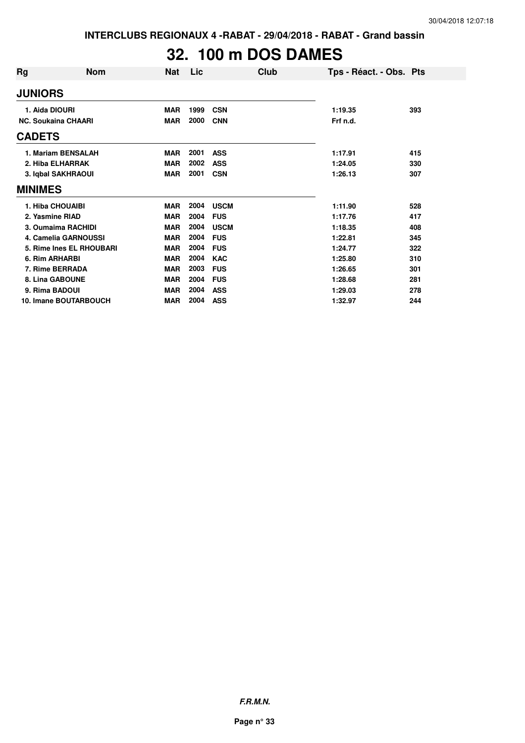# 32. 100 m DOS DAMES

| Rg | Nom | Nat | Lic | Club | Tps - Réact. - Obs. | Pts |
|---|---|---|---|---|---|---|
| **JUNIORS** | | | | | | |
| 1. Aida DIOURI | | MAR | 1999 | CSN | 1:19.35 | 393 |
| NC. Soukaina CHAARI | | MAR | 2000 | CNN | Frf n.d. | |
| **CADETS** | | | | | | |
| 1. Mariam BENSALAH | | MAR | 2001 | ASS | 1:17.91 | 415 |
| 2. Hiba ELHARRAK | | MAR | 2002 | ASS | 1:24.05 | 330 |
| 3. Iqbal SAKHRAOUI | | MAR | 2001 | CSN | 1:26.13 | 307 |
| **MINIMES** | | | | | | |
| 1. Hiba CHOUAIBI | | MAR | 2004 | USCM | 1:11.90 | 528 |
| 2. Yasmine RIAD | | MAR | 2004 | FUS | 1:17.76 | 417 |
| 3. Oumaima RACHIDI | | MAR | 2004 | USCM | 1:18.35 | 408 |
| 4. Camelia GARNOUSSI | | MAR | 2004 | FUS | 1:22.81 | 345 |
| 5. Rime Ines EL RHOUBARI | | MAR | 2004 | FUS | 1:24.77 | 322 |
| 6. Rim ARHARBI | | MAR | 2004 | KAC | 1:25.80 | 310 |
| 7. Rime BERRADA | | MAR | 2003 | FUS | 1:26.65 | 301 |
| 8. Lina GABOUNE | | MAR | 2004 | FUS | 1:28.68 | 281 |
| 9. Rima BADOUI | | MAR | 2004 | ASS | 1:29.03 | 278 |
| 10. Imane BOUTARBOUCH | | MAR | 2004 | ASS | 1:32.97 | 244 |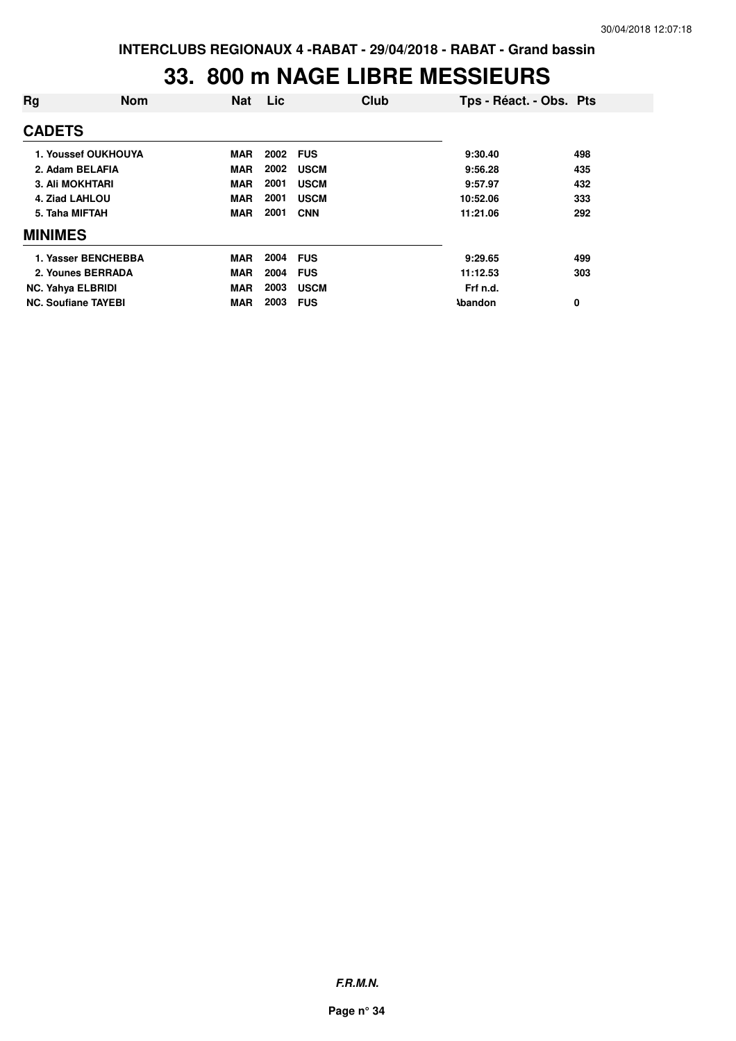INTERCLUBS REGIONAUX 4 -RABAT - 29/04/2018 - RABAT - Grand bassin

# 33. 800 m NAGE LIBRE MESSIEURS

| Rg | Nom | Nat | Lic | Club | Tps - Réact. - Obs. | Pts |
|---|---|---|---|---|---|---|
| **CADETS** | | | | | | |
| 1. | Youssef OUKHOUYA | MAR | 2002 | FUS | 9:30.40 | 498 |
| 2. | Adam BELAFIA | MAR | 2002 | USCM | 9:56.28 | 435 |
| 3. | Ali MOKHTARI | MAR | 2001 | USCM | 9:57.97 | 432 |
| 4. | Ziad LAHLOU | MAR | 2001 | USCM | 10:52.06 | 333 |
| 5. | Taha MIFTAH | MAR | 2001 | CNN | 11:21.06 | 292 |
| **MINIMES** | | | | | | |
| 1. | Yasser BENCHEBBA | MAR | 2004 | FUS | 9:29.65 | 499 |
| 2. | Younes BERRADA | MAR | 2004 | FUS | 11:12.53 | 303 |
| NC. | Yahya ELBRIDI | MAR | 2003 | USCM | Frf n.d. | |
| NC. | Soufiane TAYEBI | MAR | 2003 | FUS | Abandon | 0 |

*F.R.M.N.*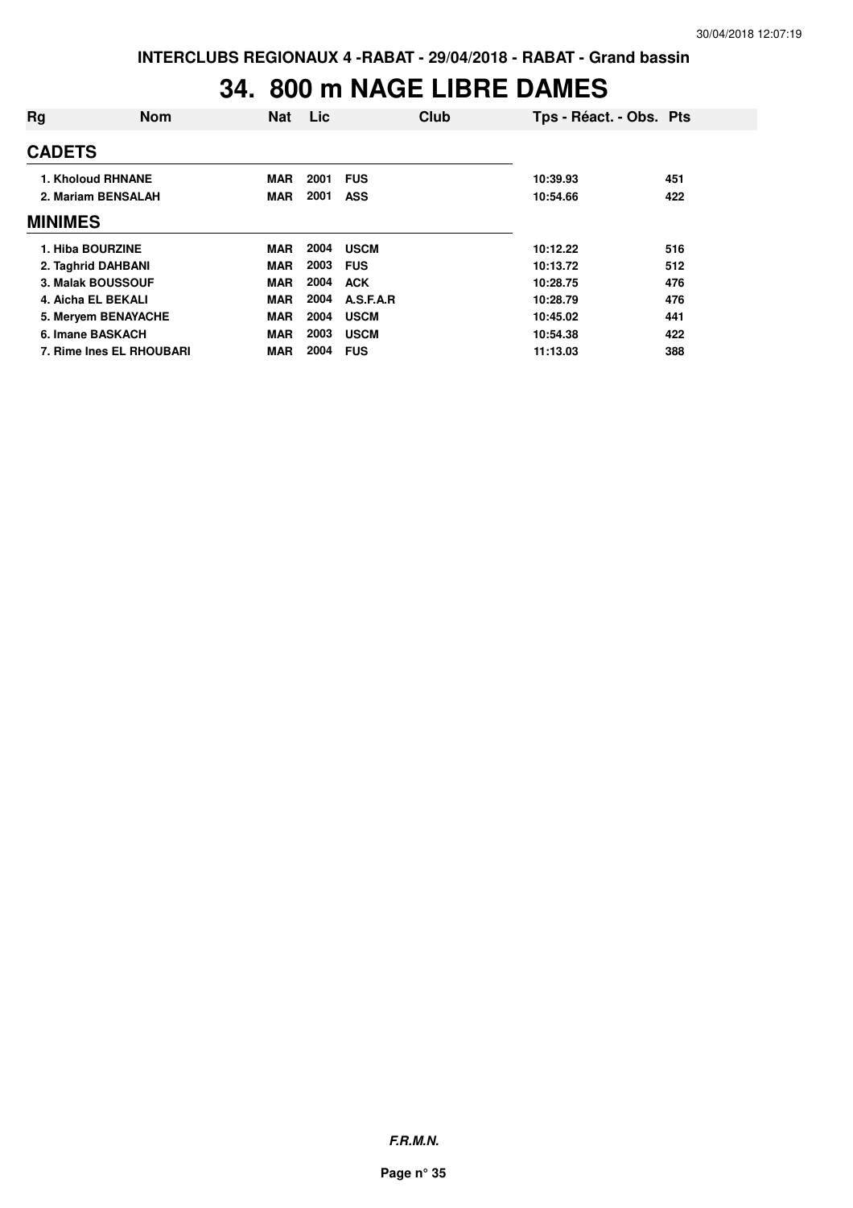INTERCLUBS REGIONAUX 4 -RABAT - 29/04/2018 - RABAT - Grand bassin

# 34. 800 m NAGE LIBRE DAMES

| Rg | Nom | Nat | Lic | Club | Tps - Réact. - Obs. | Pts |
|---|---|---|---|---|---|---|
| **CADETS** | | | | | | |
| 1. | Kholoud RHNANE | MAR | 2001 | FUS | 10:39.93 | 451 |
| 2. | Mariam BENSALAH | MAR | 2001 | ASS | 10:54.66 | 422 |
| **MINIMES** | | | | | | |
| 1. | Hiba BOURZINE | MAR | 2004 | USCM | 10:12.22 | 516 |
| 2. | Taghrid DAHBANI | MAR | 2003 | FUS | 10:13.72 | 512 |
| 3. | Malak BOUSSOUF | MAR | 2004 | ACK | 10:28.75 | 476 |
| 4. | Aicha EL BEKALI | MAR | 2004 | A.S.F.A.R | 10:28.79 | 476 |
| 5. | Meryem BENAYACHE | MAR | 2004 | USCM | 10:45.02 | 441 |
| 6. | Imane BASKACH | MAR | 2003 | USCM | 10:54.38 | 422 |
| 7. | Rime Ines EL RHOUBARI | MAR | 2004 | FUS | 11:13.03 | 388 |

*F.R.M.N.*